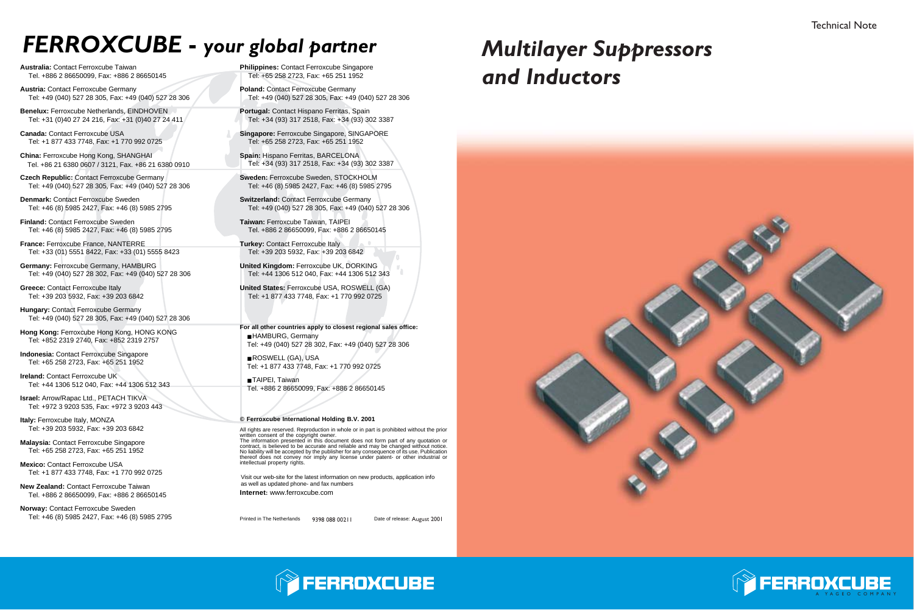# *FERROXCUBE - your global partner*

**Australia:** Contact Ferroxcube Taiwan
Tel. +886 2 86650099, Fax: +886 2 86650145

**Austria:** Contact Ferroxcube Germany
Tel: +49 (040) 527 28 305, Fax: +49 (040) 527 28 306

**Benelux:** Ferroxcube Netherlands, EINDHOVEN
Tel: +31 (0)40 27 24 216, Fax: +31 (0)40 27 24 411

**Canada:** Contact Ferroxcube USA
Tel: +1 877 433 7748, Fax: +1 770 992 0725

**China:** Ferroxcube Hong Kong, SHANGHAI
Tel. +86 21 6380 0607 / 3121, Fax. +86 21 6380 0910

**Czech Republic:** Contact Ferroxcube Germany
Tel: +49 (040) 527 28 305, Fax: +49 (040) 527 28 306

**Denmark:** Contact Ferroxcube Sweden
Tel: +46 (8) 5985 2427, Fax: +46 (8) 5985 2795

**Finland:** Contact Ferroxcube Sweden
Tel: +46 (8) 5985 2427, Fax: +46 (8) 5985 2795

**France:** Ferroxcube France, NANTERRE
Tel: +33 (01) 5551 8422, Fax: +33 (01) 5555 8423

**Germany:** Ferroxcube Germany, HAMBURG
Tel: +49 (040) 527 28 302, Fax: +49 (040) 527 28 306

**Greece:** Contact Ferroxcube Italy
Tel: +39 203 5932, Fax: +39 203 6842

**Hungary:** Contact Ferroxcube Germany
Tel: +49 (040) 527 28 305, Fax: +49 (040) 527 28 306

**Hong Kong:** Ferroxcube Hong Kong, HONG KONG
Tel: +852 2319 2740, Fax: +852 2319 2757

**Indonesia:** Contact Ferroxcube Singapore
Tel: +65 258 2723, Fax: +65 251 1952

**Ireland:** Contact Ferroxcube UK
Tel: +44 1306 512 040, Fax: +44 1306 512 343

**Israel:** Arrow/Rapac Ltd., PETACH TIKVA
Tel: +972 3 9203 535, Fax: +972 3 9203 443

**Italy:** Ferroxcube Italy, MONZA
Tel: +39 203 5932, Fax: +39 203 6842

**Malaysia:** Contact Ferroxcube Singapore
Tel: +65 258 2723, Fax: +65 251 1952

**Mexico:** Contact Ferroxcube USA
Tel: +1 877 433 7748, Fax: +1 770 992 0725

**New Zealand:** Contact Ferroxcube Taiwan
Tel. +886 2 86650099, Fax: +886 2 86650145

**Norway:** Contact Ferroxcube Sweden
Tel: +46 (8) 5985 2427, Fax: +46 (8) 5985 2795

**Philippines:** Contact Ferroxcube Singapore
Tel: +65 258 2723, Fax: +65 251 1952

**Poland:** Contact Ferroxcube Germany
Tel: +49 (040) 527 28 305, Fax: +49 (040) 527 28 306

**Portugal:** Contact Hispano Ferritas, Spain
Tel: +34 (93) 317 2518, Fax: +34 (93) 302 3387

**Singapore:** Ferroxcube Singapore, SINGAPORE
Tel: +65 258 2723, Fax: +65 251 1952

**Spain:** Hispano Ferritas, BARCELONA
Tel: +34 (93) 317 2518, Fax: +34 (93) 302 3387

**Sweden:** Ferroxcube Sweden, STOCKHOLM
Tel: +46 (8) 5985 2427, Fax: +46 (8) 5985 2795

**Switzerland:** Contact Ferroxcube Germany
Tel: +49 (040) 527 28 305, Fax: +49 (040) 527 28 306

**Taiwan:** Ferroxcube Taiwan, TAIPEI
Tel. +886 2 86650099, Fax: +886 2 86650145

**Turkey:** Contact Ferroxcube Italy
Tel: +39 203 5932, Fax: +39 203 6842

**United Kingdom:** Ferroxcube UK, DORKING
Tel: +44 1306 512 040, Fax: +44 1306 512 343

**United States:** Ferroxcube USA, ROSWELL (GA)
Tel: +1 877 433 7748, Fax: +1 770 992 0725

**For all other countries apply to closest regional sales office:**

- HAMBURG, Germany
  Tel: +49 (040) 527 28 302, Fax: +49 (040) 527 28 306
- ROSWELL (GA), USA
  Tel: +1 877 433 7748, Fax: +1 770 992 0725
- TAIPEI, Taiwan
  Tel. +886 2 86650099, Fax: +886 2 86650145

**© Ferroxcube International Holding B.V. 2001**

All rights are reserved. Reproduction in whole or in part is prohibited without the prior written consent of the copyright owner.
The information presented in this document does not form part of any quotation or contract, is believed to be accurate and reliable and may be changed without notice. No liability will be accepted by the publisher for any consequence of its use. Publication thereof does not convey nor imply any license under patent- or other industrial or intellectual property rights.

Visit our web-site for the latest information on new products, application info as well as updated phone- and fax numbers
**Internet:** www.ferroxcube.com

Printed in The Netherlands 9398 088 00211 Date of release: August 2001

FERROXCUBE

Technical Note

# *Multilayer Suppressors and Inductors*

FERROXCUBE
A YAGEO COMPANY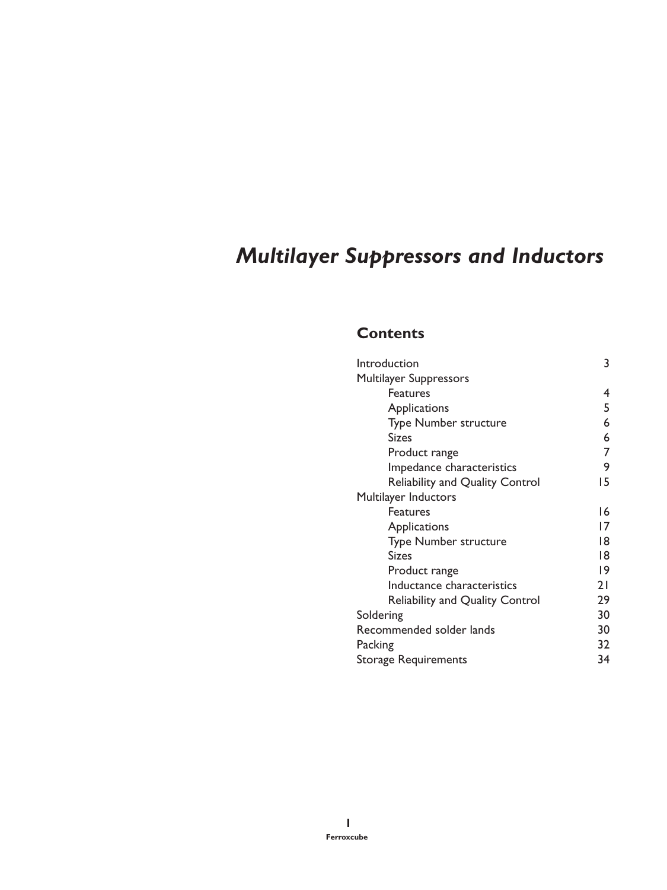# *Multilayer Suppressors and Inductors*

## Contents

| | |
|---|---|
| Introduction | 3 |
| Multilayer Suppressors | |
| Features | 4 |
| Applications | 5 |
| Type Number structure | 6 |
| Sizes | 6 |
| Product range | 7 |
| Impedance characteristics | 9 |
| Reliability and Quality Control | 15 |
| Multilayer Inductors | |
| Features | 16 |
| Applications | 17 |
| Type Number structure | 18 |
| Sizes | 18 |
| Product range | 19 |
| Inductance characteristics | 21 |
| Reliability and Quality Control | 29 |
| Soldering | 30 |
| Recommended solder lands | 30 |
| Packing | 32 |
| Storage Requirements | 34 |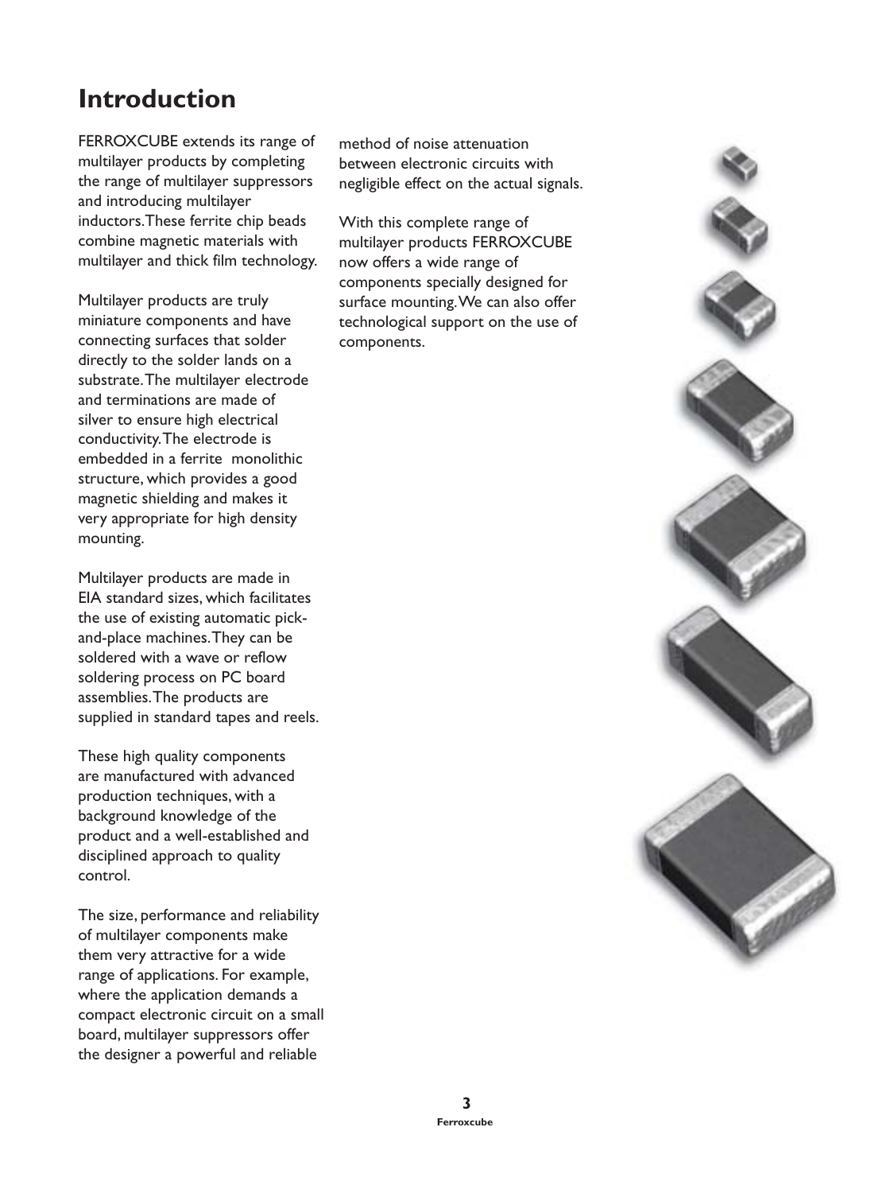# Introduction

FERROXCUBE extends its range of multilayer products by completing the range of multilayer suppressors and introducing multilayer inductors. These ferrite chip beads combine magnetic materials with multilayer and thick film technology.

Multilayer products are truly miniature components and have connecting surfaces that solder directly to the solder lands on a substrate. The multilayer electrode and terminations are made of silver to ensure high electrical conductivity. The electrode is embedded in a ferrite monolithic structure, which provides a good magnetic shielding and makes it very appropriate for high density mounting.

Multilayer products are made in EIA standard sizes, which facilitates the use of existing automatic pick-and-place machines. They can be soldered with a wave or reflow soldering process on PC board assemblies. The products are supplied in standard tapes and reels.

These high quality components are manufactured with advanced production techniques, with a background knowledge of the product and a well-established and disciplined approach to quality control.

The size, performance and reliability of multilayer components make them very attractive for a wide range of applications. For example, where the application demands a compact electronic circuit on a small board, multilayer suppressors offer the designer a powerful and reliable method of noise attenuation between electronic circuits with negligible effect on the actual signals.

With this complete range of multilayer products FERROXCUBE now offers a wide range of components specially designed for surface mounting. We can also offer technological support on the use of components.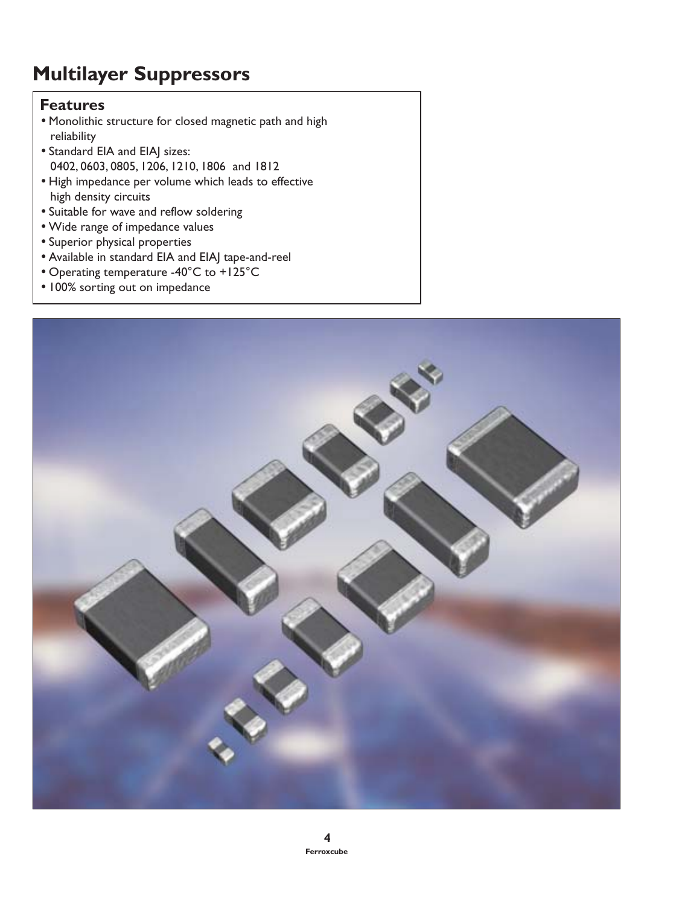# Multilayer Suppressors

## Features

- Monolithic structure for closed magnetic path and high reliability
- Standard EIA and EIAJ sizes: 0402, 0603, 0805, 1206, 1210, 1806 and 1812
- High impedance per volume which leads to effective high density circuits
- Suitable for wave and reflow soldering
- Wide range of impedance values
- Superior physical properties
- Available in standard EIA and EIAJ tape-and-reel
- Operating temperature -40°C to +125°C
- 100% sorting out on impedance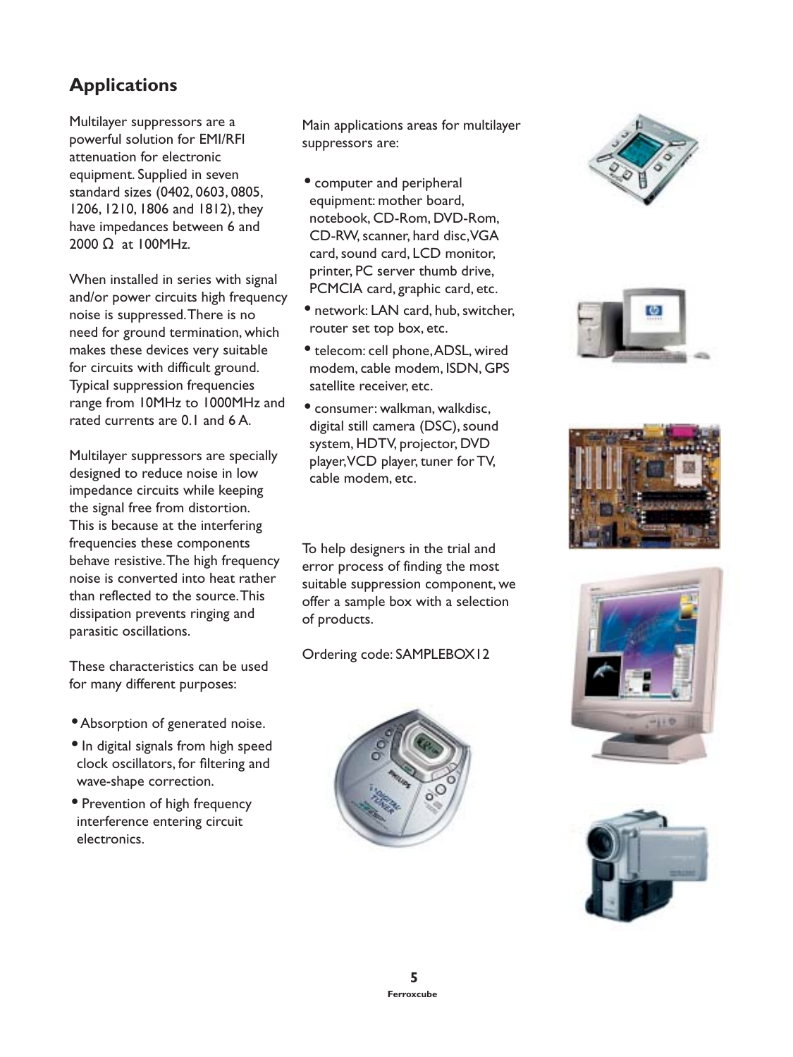## Applications

Multilayer suppressors are a powerful solution for EMI/RFI attenuation for electronic equipment. Supplied in seven standard sizes (0402, 0603, 0805, 1206, 1210, 1806 and 1812), they have impedances between 6 and 2000 Ω at 100MHz.

When installed in series with signal and/or power circuits high frequency noise is suppressed. There is no need for ground termination, which makes these devices very suitable for circuits with difficult ground. Typical suppression frequencies range from 10MHz to 1000MHz and rated currents are 0.1 and 6 A.

Multilayer suppressors are specially designed to reduce noise in low impedance circuits while keeping the signal free from distortion. This is because at the interfering frequencies these components behave resistive. The high frequency noise is converted into heat rather than reflected to the source. This dissipation prevents ringing and parasitic oscillations.

These characteristics can be used for many different purposes:

- Absorption of generated noise.
- In digital signals from high speed clock oscillators, for filtering and wave-shape correction.
- Prevention of high frequency interference entering circuit electronics.

Main applications areas for multilayer suppressors are:

- computer and peripheral equipment: mother board, notebook, CD-Rom, DVD-Rom, CD-RW, scanner, hard disc, VGA card, sound card, LCD monitor, printer, PC server thumb drive, PCMCIA card, graphic card, etc.
- network: LAN card, hub, switcher, router set top box, etc.
- telecom: cell phone, ADSL, wired modem, cable modem, ISDN, GPS satellite receiver, etc.
- consumer: walkman, walkdisc, digital still camera (DSC), sound system, HDTV, projector, DVD player, VCD player, tuner for TV, cable modem, etc.

To help designers in the trial and error process of finding the most suitable suppression component, we offer a sample box with a selection of products.

Ordering code: SAMPLEBOX12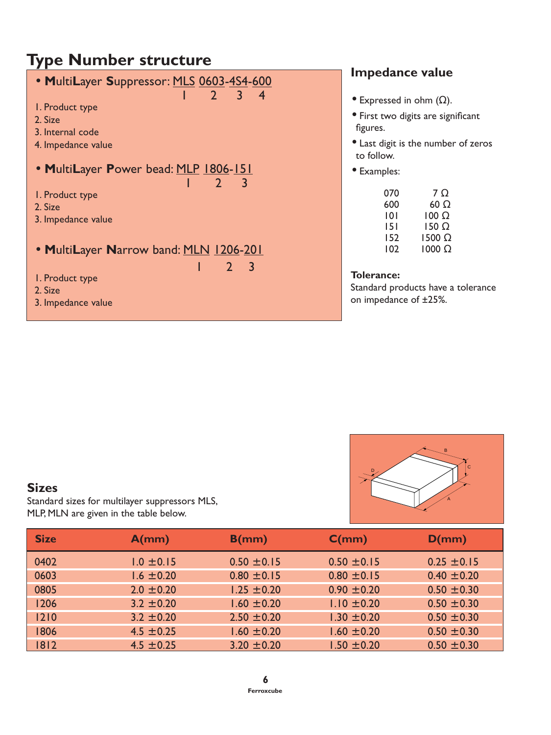# Type Number structure

- **M**ulti**L**ayer **S**uppressor: MLS 0603-4S4-600
  (1 = MLS, 2 = 0603, 3 = 4S4, 4 = 600)

1. Product type
2. Size
3. Internal code
4. Impedance value

- **M**ulti**L**ayer **P**ower bead: MLP 1806-151
  (1 = MLP, 2 = 1806, 3 = 151)

1. Product type
2. Size
3. Impedance value

- **M**ulti**L**ayer **N**arrow band: MLN 1206-201
  (1 = MLN, 2 = 1206, 3 = 201)

1. Product type
2. Size
3. Impedance value

## Impedance value

- Expressed in ohm (Ω).
- First two digits are significant figures.
- Last digit is the number of zeros to follow.
- Examples:

| | |
|---|---|
| 070 | 7 Ω |
| 600 | 60 Ω |
| 101 | 100 Ω |
| 151 | 150 Ω |
| 152 | 1500 Ω |
| 102 | 1000 Ω |

**Tolerance:**
Standard products have a tolerance on impedance of ±25%.

## Sizes

Standard sizes for multilayer suppressors MLS, MLP, MLN are given in the table below.

| Size | A(mm) | B(mm) | C(mm) | D(mm) |
|---|---|---|---|---|
| 0402 | 1.0 ±0.15 | 0.50 ±0.15 | 0.50 ±0.15 | 0.25 ±0.15 |
| 0603 | 1.6 ±0.20 | 0.80 ±0.15 | 0.80 ±0.15 | 0.40 ±0.20 |
| 0805 | 2.0 ±0.20 | 1.25 ±0.20 | 0.90 ±0.20 | 0.50 ±0.30 |
| 1206 | 3.2 ±0.20 | 1.60 ±0.20 | 1.10 ±0.20 | 0.50 ±0.30 |
| 1210 | 3.2 ±0.20 | 2.50 ±0.20 | 1.30 ±0.20 | 0.50 ±0.30 |
| 1806 | 4.5 ±0.25 | 1.60 ±0.20 | 1.60 ±0.20 | 0.50 ±0.30 |
| 1812 | 4.5 ±0.25 | 3.20 ±0.20 | 1.50 ±0.20 | 0.50 ±0.30 |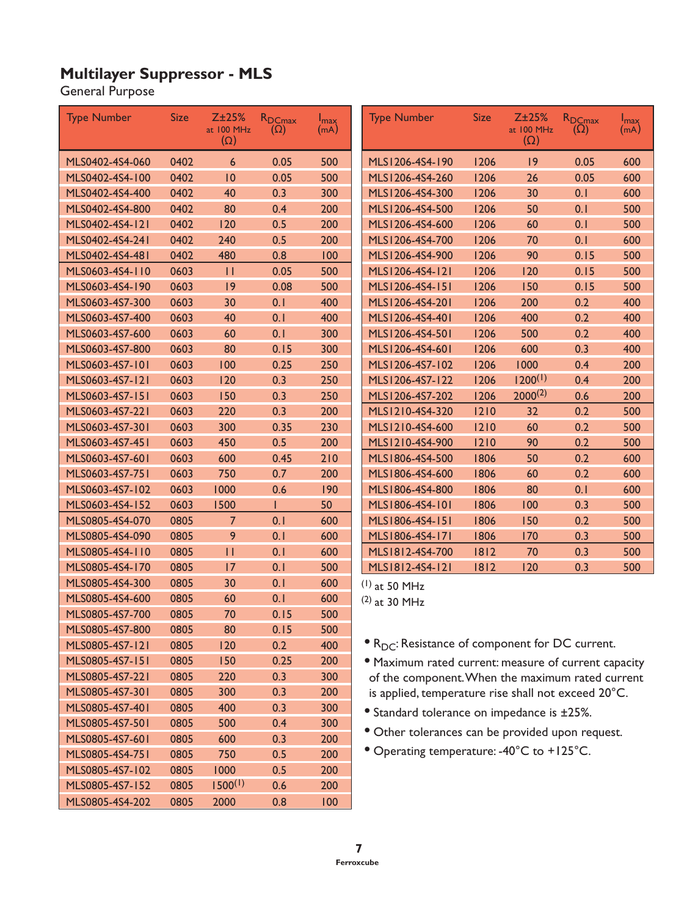## Multilayer Suppressor - MLS

General Purpose

| Type Number | Size | Z±25% at 100 MHz (Ω) | $R_{DCmax}$ (Ω) | $I_{max}$ (mA) |
|---|---|---|---|---|
| MLS0402-4S4-060 | 0402 | 6 | 0.05 | 500 |
| MLS0402-4S4-100 | 0402 | 10 | 0.05 | 500 |
| MLS0402-4S4-400 | 0402 | 40 | 0.3 | 300 |
| MLS0402-4S4-800 | 0402 | 80 | 0.4 | 200 |
| MLS0402-4S4-121 | 0402 | 120 | 0.5 | 200 |
| MLS0402-4S4-241 | 0402 | 240 | 0.5 | 200 |
| MLS0402-4S4-481 | 0402 | 480 | 0.8 | 100 |
| MLS0603-4S4-110 | 0603 | 11 | 0.05 | 500 |
| MLS0603-4S4-190 | 0603 | 19 | 0.08 | 500 |
| MLS0603-4S7-300 | 0603 | 30 | 0.1 | 400 |
| MLS0603-4S7-400 | 0603 | 40 | 0.1 | 400 |
| MLS0603-4S7-600 | 0603 | 60 | 0.1 | 300 |
| MLS0603-4S7-800 | 0603 | 80 | 0.15 | 300 |
| MLS0603-4S7-101 | 0603 | 100 | 0.25 | 250 |
| MLS0603-4S7-121 | 0603 | 120 | 0.3 | 250 |
| MLS0603-4S7-151 | 0603 | 150 | 0.3 | 250 |
| MLS0603-4S7-221 | 0603 | 220 | 0.3 | 200 |
| MLS0603-4S7-301 | 0603 | 300 | 0.35 | 230 |
| MLS0603-4S7-451 | 0603 | 450 | 0.5 | 200 |
| MLS0603-4S7-601 | 0603 | 600 | 0.45 | 210 |
| MLS0603-4S7-751 | 0603 | 750 | 0.7 | 200 |
| MLS0603-4S7-102 | 0603 | 1000 | 0.6 | 190 |
| MLS0603-4S4-152 | 0603 | 1500 | 1 | 50 |
| MLS0805-4S4-070 | 0805 | 7 | 0.1 | 600 |
| MLS0805-4S4-090 | 0805 | 9 | 0.1 | 600 |
| MLS0805-4S4-110 | 0805 | 11 | 0.1 | 600 |
| MLS0805-4S4-170 | 0805 | 17 | 0.1 | 500 |
| MLS0805-4S4-300 | 0805 | 30 | 0.1 | 600 |
| MLS0805-4S4-600 | 0805 | 60 | 0.1 | 600 |
| MLS0805-4S7-700 | 0805 | 70 | 0.15 | 500 |
| MLS0805-4S7-800 | 0805 | 80 | 0.15 | 500 |
| MLS0805-4S7-121 | 0805 | 120 | 0.2 | 400 |
| MLS0805-4S7-151 | 0805 | 150 | 0.25 | 200 |
| MLS0805-4S7-221 | 0805 | 220 | 0.3 | 300 |
| MLS0805-4S7-301 | 0805 | 300 | 0.3 | 200 |
| MLS0805-4S7-401 | 0805 | 400 | 0.3 | 300 |
| MLS0805-4S7-501 | 0805 | 500 | 0.4 | 300 |
| MLS0805-4S7-601 | 0805 | 600 | 0.3 | 200 |
| MLS0805-4S4-751 | 0805 | 750 | 0.5 | 200 |
| MLS0805-4S7-102 | 0805 | 1000 | 0.5 | 200 |
| MLS0805-4S7-152 | 0805 | 1500(1) | 0.6 | 200 |
| MLS0805-4S4-202 | 0805 | 2000 | 0.8 | 100 |
| MLS1206-4S4-190 | 1206 | 19 | 0.05 | 600 |
| MLS1206-4S4-260 | 1206 | 26 | 0.05 | 600 |
| MLS1206-4S4-300 | 1206 | 30 | 0.1 | 600 |
| MLS1206-4S4-500 | 1206 | 50 | 0.1 | 500 |
| MLS1206-4S4-600 | 1206 | 60 | 0.1 | 500 |
| MLS1206-4S4-700 | 1206 | 70 | 0.1 | 600 |
| MLS1206-4S4-900 | 1206 | 90 | 0.15 | 500 |
| MLS1206-4S4-121 | 1206 | 120 | 0.15 | 500 |
| MLS1206-4S4-151 | 1206 | 150 | 0.15 | 500 |
| MLS1206-4S4-201 | 1206 | 200 | 0.2 | 400 |
| MLS1206-4S4-401 | 1206 | 400 | 0.2 | 400 |
| MLS1206-4S4-501 | 1206 | 500 | 0.2 | 400 |
| MLS1206-4S4-601 | 1206 | 600 | 0.3 | 400 |
| MLS1206-4S7-102 | 1206 | 1000 | 0.4 | 200 |
| MLS1206-4S7-122 | 1206 | 1200(1) | 0.4 | 200 |
| MLS1206-4S7-202 | 1206 | 2000(2) | 0.6 | 200 |
| MLS1210-4S4-320 | 1210 | 32 | 0.2 | 500 |
| MLS1210-4S4-600 | 1210 | 60 | 0.2 | 500 |
| MLS1210-4S4-900 | 1210 | 90 | 0.2 | 500 |
| MLS1806-4S4-500 | 1806 | 50 | 0.2 | 600 |
| MLS1806-4S4-600 | 1806 | 60 | 0.2 | 600 |
| MLS1806-4S4-800 | 1806 | 80 | 0.1 | 600 |
| MLS1806-4S4-101 | 1806 | 100 | 0.3 | 500 |
| MLS1806-4S4-151 | 1806 | 150 | 0.2 | 500 |
| MLS1806-4S4-171 | 1806 | 170 | 0.3 | 500 |
| MLS1812-4S4-700 | 1812 | 70 | 0.3 | 500 |
| MLS1812-4S4-121 | 1812 | 120 | 0.3 | 500 |

(1) at 50 MHz

(2) at 30 MHz

- $R_{DC}$: Resistance of component for DC current.
- Maximum rated current: measure of current capacity of the component. When the maximum rated current is applied, temperature rise shall not exceed 20°C.
- Standard tolerance on impedance is ±25%.
- Other tolerances can be provided upon request.
- Operating temperature: -40°C to +125°C.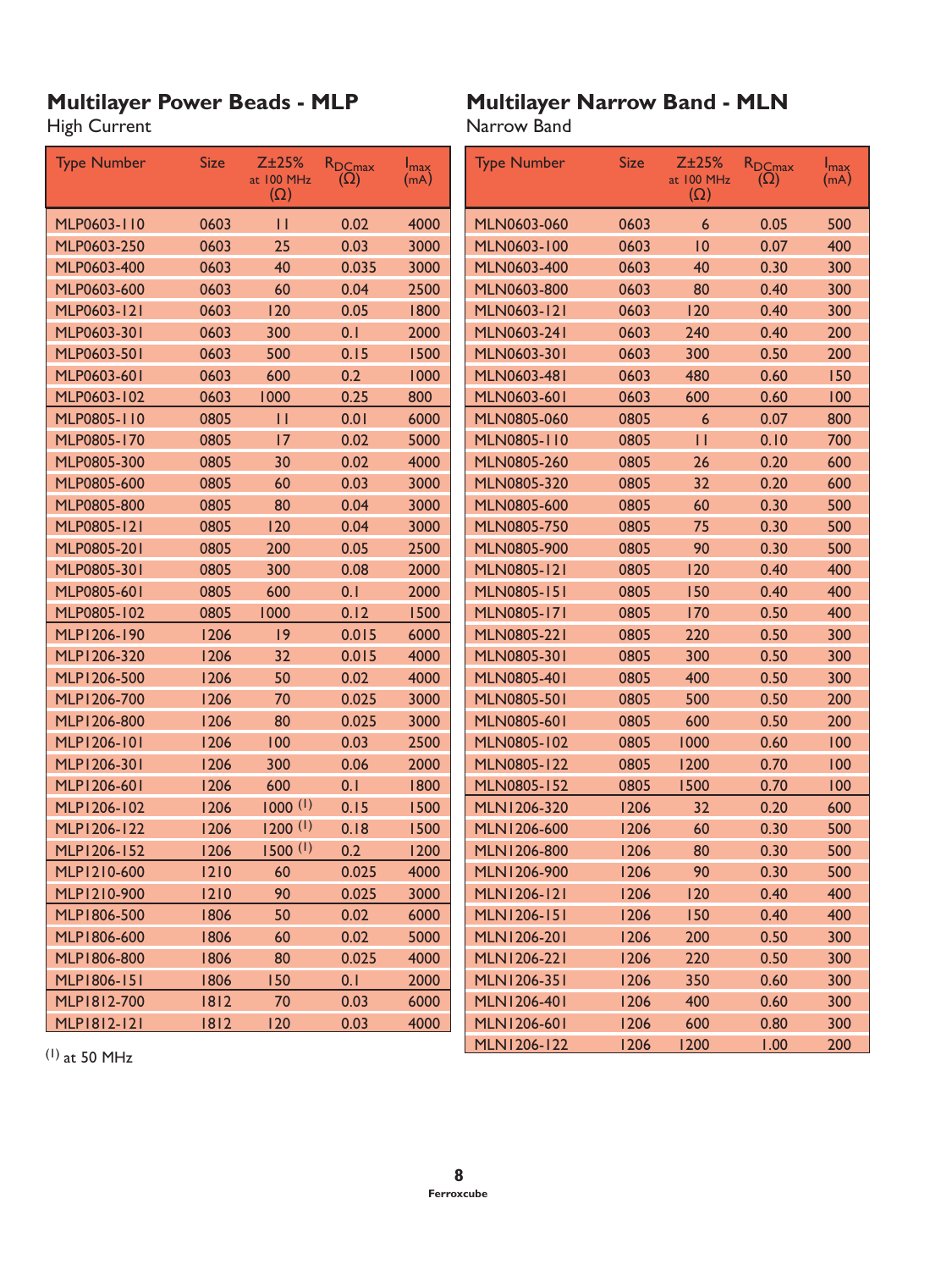## Multilayer Power Beads - MLP

High Current

| Type Number | Size | Z±25% at 100 MHz (Ω) | $R_{DCmax}$ (Ω) | $I_{max}$ (mA) |
|---|---|---|---|---|
| MLP0603-110 | 0603 | 11 | 0.02 | 4000 |
| MLP0603-250 | 0603 | 25 | 0.03 | 3000 |
| MLP0603-400 | 0603 | 40 | 0.035 | 3000 |
| MLP0603-600 | 0603 | 60 | 0.04 | 2500 |
| MLP0603-121 | 0603 | 120 | 0.05 | 1800 |
| MLP0603-301 | 0603 | 300 | 0.1 | 2000 |
| MLP0603-501 | 0603 | 500 | 0.15 | 1500 |
| MLP0603-601 | 0603 | 600 | 0.2 | 1000 |
| MLP0603-102 | 0603 | 1000 | 0.25 | 800 |
| MLP0805-110 | 0805 | 11 | 0.01 | 6000 |
| MLP0805-170 | 0805 | 17 | 0.02 | 5000 |
| MLP0805-300 | 0805 | 30 | 0.02 | 4000 |
| MLP0805-600 | 0805 | 60 | 0.03 | 3000 |
| MLP0805-800 | 0805 | 80 | 0.04 | 3000 |
| MLP0805-121 | 0805 | 120 | 0.04 | 3000 |
| MLP0805-201 | 0805 | 200 | 0.05 | 2500 |
| MLP0805-301 | 0805 | 300 | 0.08 | 2000 |
| MLP0805-601 | 0805 | 600 | 0.1 | 2000 |
| MLP0805-102 | 0805 | 1000 | 0.12 | 1500 |
| MLP1206-190 | 1206 | 19 | 0.015 | 6000 |
| MLP1206-320 | 1206 | 32 | 0.015 | 4000 |
| MLP1206-500 | 1206 | 50 | 0.02 | 4000 |
| MLP1206-700 | 1206 | 70 | 0.025 | 3000 |
| MLP1206-800 | 1206 | 80 | 0.025 | 3000 |
| MLP1206-101 | 1206 | 100 | 0.03 | 2500 |
| MLP1206-301 | 1206 | 300 | 0.06 | 2000 |
| MLP1206-601 | 1206 | 600 | 0.1 | 1800 |
| MLP1206-102 | 1206 | 1000 (1) | 0.15 | 1500 |
| MLP1206-122 | 1206 | 1200 (1) | 0.18 | 1500 |
| MLP1206-152 | 1206 | 1500 (1) | 0.2 | 1200 |
| MLP1210-600 | 1210 | 60 | 0.025 | 4000 |
| MLP1210-900 | 1210 | 90 | 0.025 | 3000 |
| MLP1806-500 | 1806 | 50 | 0.02 | 6000 |
| MLP1806-600 | 1806 | 60 | 0.02 | 5000 |
| MLP1806-800 | 1806 | 80 | 0.025 | 4000 |
| MLP1806-151 | 1806 | 150 | 0.1 | 2000 |
| MLP1812-700 | 1812 | 70 | 0.03 | 6000 |
| MLP1812-121 | 1812 | 120 | 0.03 | 4000 |

(1) at 50 MHz

## Multilayer Narrow Band - MLN

Narrow Band

| Type Number | Size | Z±25% at 100 MHz (Ω) | $R_{DCmax}$ (Ω) | $I_{max}$ (mA) |
|---|---|---|---|---|
| MLN0603-060 | 0603 | 6 | 0.05 | 500 |
| MLN0603-100 | 0603 | 10 | 0.07 | 400 |
| MLN0603-400 | 0603 | 40 | 0.30 | 300 |
| MLN0603-800 | 0603 | 80 | 0.40 | 300 |
| MLN0603-121 | 0603 | 120 | 0.40 | 300 |
| MLN0603-241 | 0603 | 240 | 0.40 | 200 |
| MLN0603-301 | 0603 | 300 | 0.50 | 200 |
| MLN0603-481 | 0603 | 480 | 0.60 | 150 |
| MLN0603-601 | 0603 | 600 | 0.60 | 100 |
| MLN0805-060 | 0805 | 6 | 0.07 | 800 |
| MLN0805-110 | 0805 | 11 | 0.10 | 700 |
| MLN0805-260 | 0805 | 26 | 0.20 | 600 |
| MLN0805-320 | 0805 | 32 | 0.20 | 600 |
| MLN0805-600 | 0805 | 60 | 0.30 | 500 |
| MLN0805-750 | 0805 | 75 | 0.30 | 500 |
| MLN0805-900 | 0805 | 90 | 0.30 | 500 |
| MLN0805-121 | 0805 | 120 | 0.40 | 400 |
| MLN0805-151 | 0805 | 150 | 0.40 | 400 |
| MLN0805-171 | 0805 | 170 | 0.50 | 400 |
| MLN0805-221 | 0805 | 220 | 0.50 | 300 |
| MLN0805-301 | 0805 | 300 | 0.50 | 300 |
| MLN0805-401 | 0805 | 400 | 0.50 | 300 |
| MLN0805-501 | 0805 | 500 | 0.50 | 200 |
| MLN0805-601 | 0805 | 600 | 0.50 | 200 |
| MLN0805-102 | 0805 | 1000 | 0.60 | 100 |
| MLN0805-122 | 0805 | 1200 | 0.70 | 100 |
| MLN0805-152 | 0805 | 1500 | 0.70 | 100 |
| MLN1206-320 | 1206 | 32 | 0.20 | 600 |
| MLN1206-600 | 1206 | 60 | 0.30 | 500 |
| MLN1206-800 | 1206 | 80 | 0.30 | 500 |
| MLN1206-900 | 1206 | 90 | 0.30 | 500 |
| MLN1206-121 | 1206 | 120 | 0.40 | 400 |
| MLN1206-151 | 1206 | 150 | 0.40 | 400 |
| MLN1206-201 | 1206 | 200 | 0.50 | 300 |
| MLN1206-221 | 1206 | 220 | 0.50 | 300 |
| MLN1206-351 | 1206 | 350 | 0.60 | 300 |
| MLN1206-401 | 1206 | 400 | 0.60 | 300 |
| MLN1206-601 | 1206 | 600 | 0.80 | 300 |
| MLN1206-122 | 1206 | 1200 | 1.00 | 200 |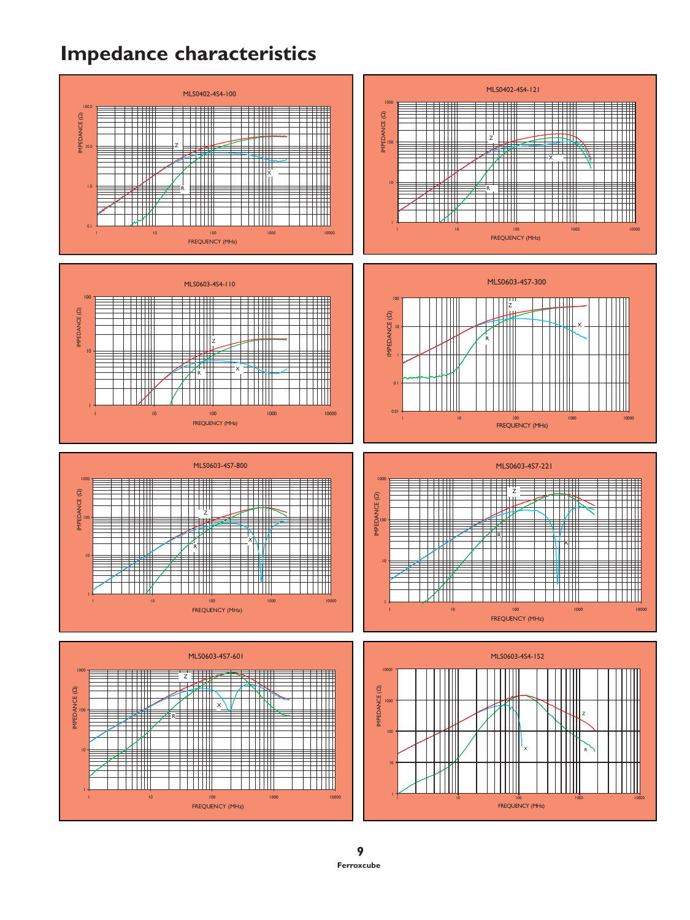# Impedance characteristics

MLS0402-4S4-100

MLS0402-4S4-121

MLS0603-4S4-110

MLS0603-4S7-300

MLS0603-4S7-800

MLS0603-4S7-221

MLS0603-4S7-601

MLS0603-4S4-152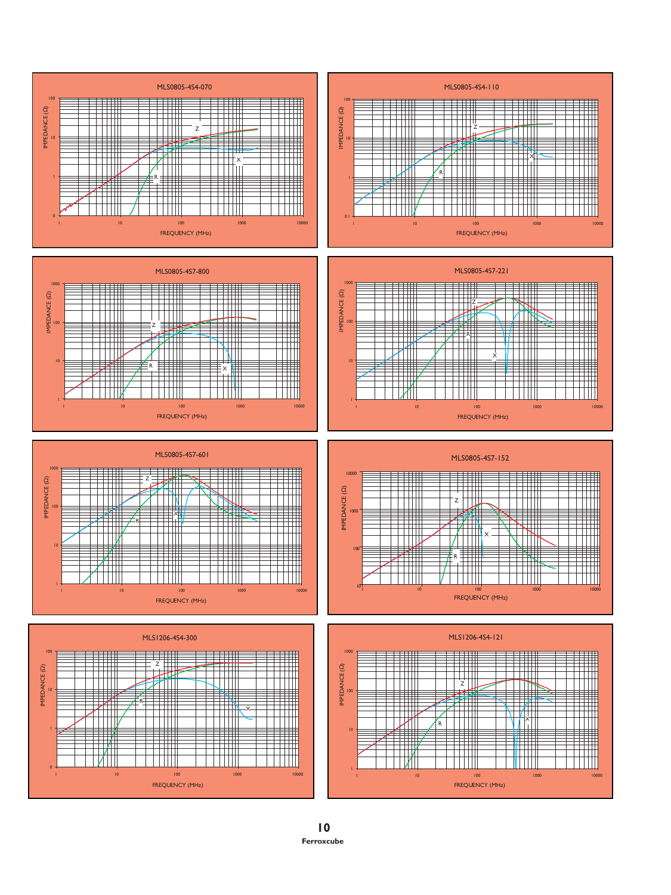### MLS0805-4S4-070

IMPEDANCE (Ω) vs FREQUENCY (MHz)

### MLS0805-4S4-110

IMPEDANCE (Ω) vs FREQUENCY (MHz)

### MLS0805-4S7-800

IMPEDANCE (Ω) vs FREQUENCY (MHz)

### MLS0805-4S7-221

IMPEDANCE (Ω) vs FREQUENCY (MHz)

### MLS0805-4S7-601

IMPEDANCE (Ω) vs FREQUENCY (MHz)

### MLS0805-4S7-152

IMPEDANCE (Ω) vs FREQUENCY (MHz)

### MLS1206-4S4-300

IMPEDANCE (Ω) vs FREQUENCY (MHz)

### MLS1206-4S4-121

IMPEDANCE (Ω) vs FREQUENCY (MHz)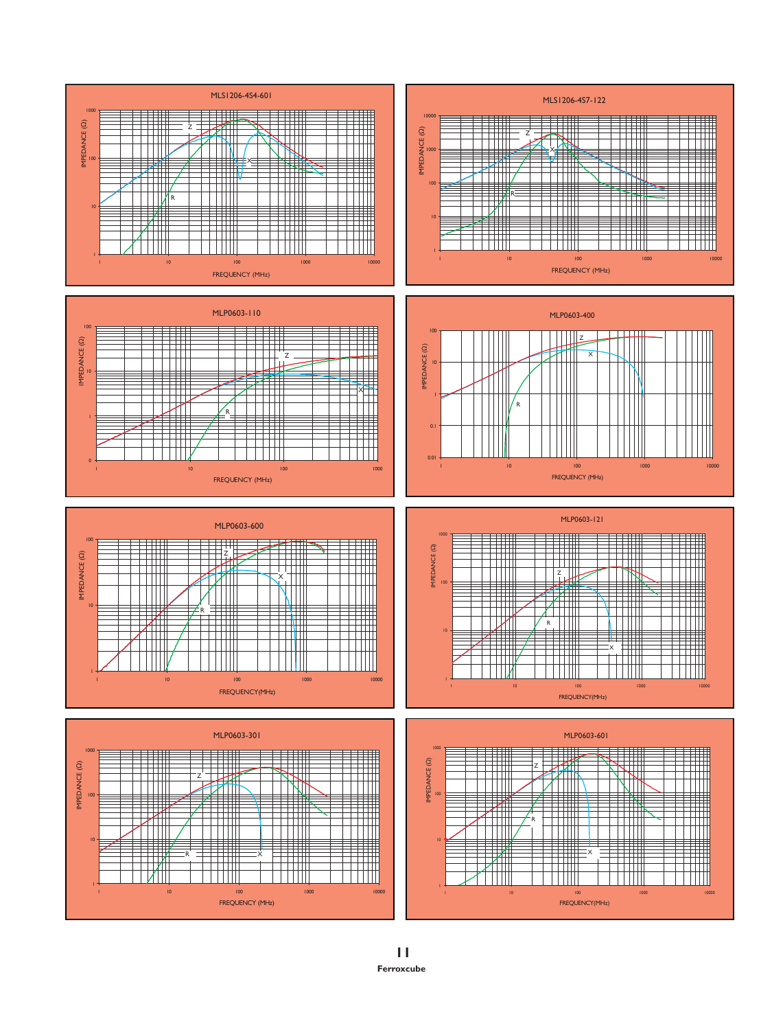MLS1206-4S4-601

IMPEDANCE (Ω)

FREQUENCY (MHz)

MLS1206-4S7-122

IMPEDANCE (Ω)

FREQUENCY (MHz)

MLP0603-110

IMPEDANCE (Ω)

FREQUENCY (MHz)

MLP0603-400

IMPEDANCE (Ω)

FREQUENCY (MHz)

MLP0603-600

IMPEDANCE (Ω)

FREQUENCY(MHz)

MLP0603-121

IMPEDANCE (Ω)

FREQUENCY(MHz)

MLP0603-301

IMPEDANCE (Ω)

FREQUENCY (MHz)

MLP0603-601

IMPEDANCE (Ω)

FREQUENCY(MHz)

Ferroxcube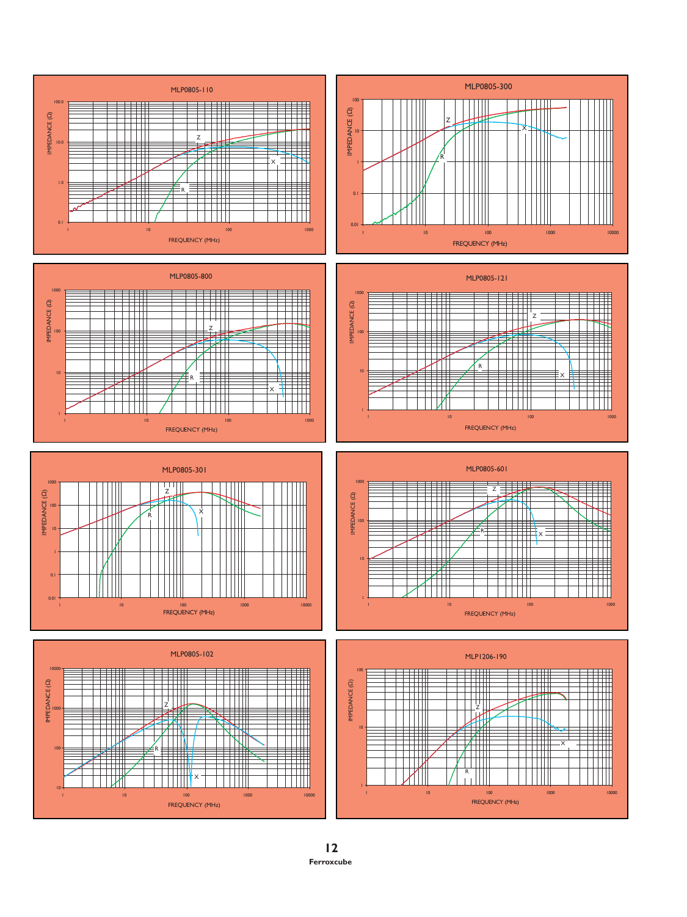MLP0805-110

IMPEDANCE (Ω)

FREQUENCY (MHz)

MLP0805-300

IMPEDANCE (Ω)

FREQUENCY (MHz)

MLP0805-800

IMPEDANCE (Ω)

FREQUENCY (MHz)

MLP0805-121

IMPEDANCE (Ω)

FREQUENCY (MHz)

MLP0805-301

IMPEDANCE (Ω)

FREQUENCY (MHz)

MLP0805-601

IMPEDANCE (Ω)

FREQUENCY (MHz)

MLP0805-102

IMPEDANCE (Ω)

FREQUENCY (MHz)

MLP1206-190

IMPEDANCE (Ω)

FREQUENCY (MHz)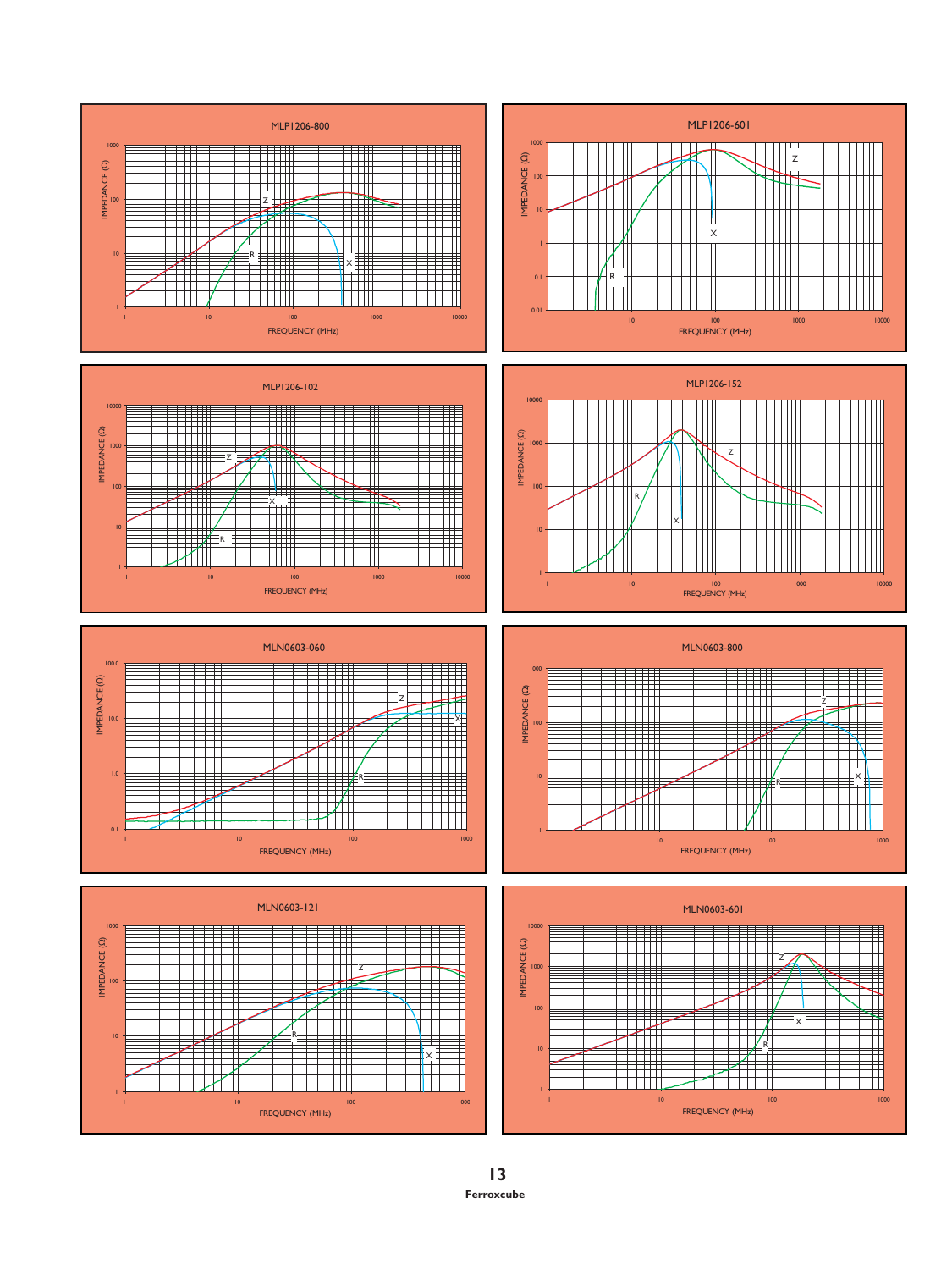### MLP1206-800

IMPEDANCE (Ω) vs FREQUENCY (MHz)

### MLP1206-601

IMPEDANCE (Ω) vs FREQUENCY (MHz)

### MLP1206-102

IMPEDANCE (Ω) vs FREQUENCY (MHz)

### MLP1206-152

IMPEDANCE (Ω) vs FREQUENCY (MHz)

### MLN0603-060

IMPEDANCE (Ω) vs FREQUENCY (MHz)

### MLN0603-800

IMPEDANCE (Ω) vs FREQUENCY (MHz)

### MLN0603-121

IMPEDANCE (Ω) vs FREQUENCY (MHz)

### MLN0603-601

IMPEDANCE (Ω) vs FREQUENCY (MHz)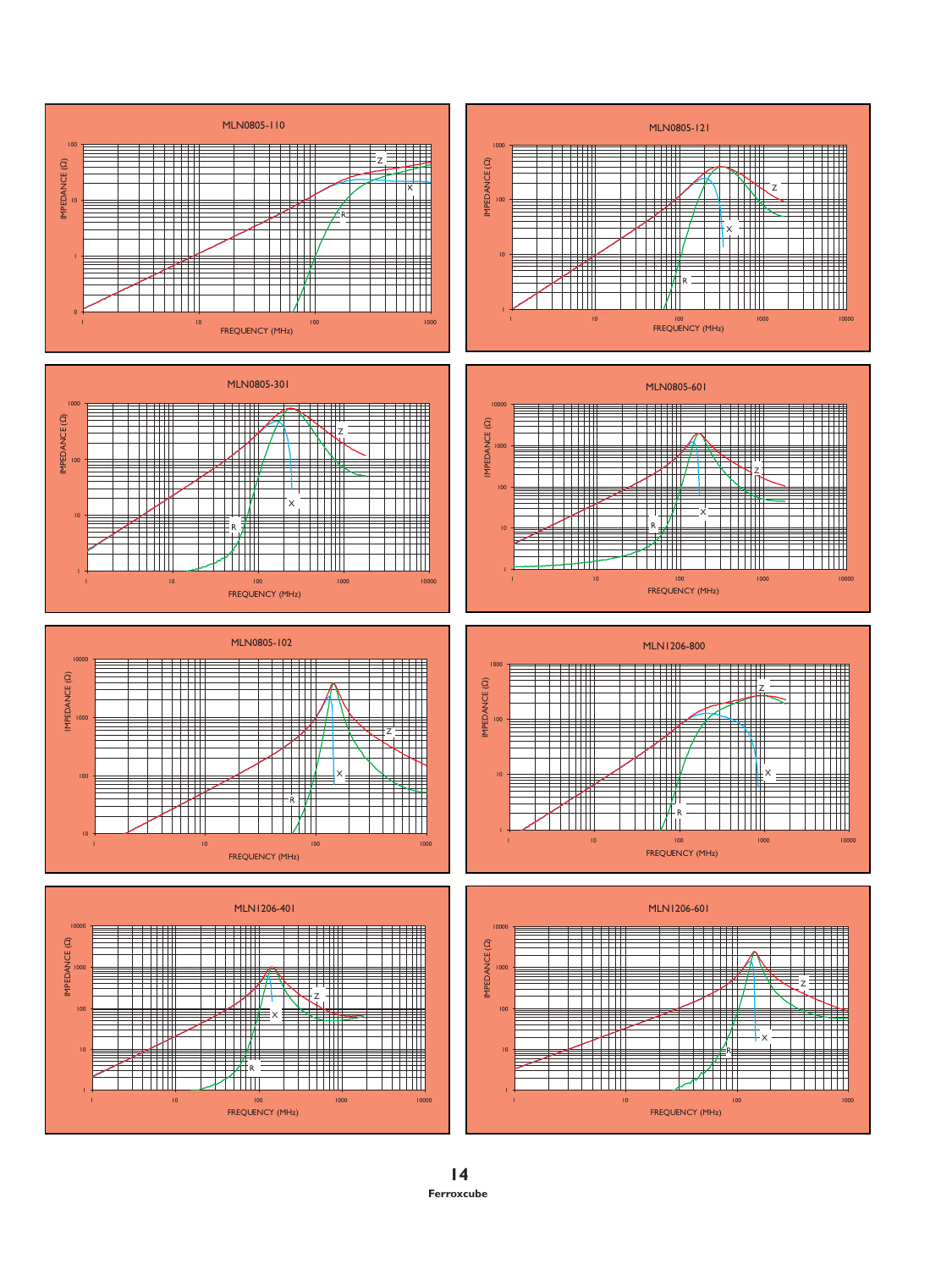MLN0805-110

IMPEDANCE (Ω)

FREQUENCY (MHz)

MLN0805-121

IMPEDANCE (Ω)

FREQUENCY (MHz)

MLN0805-301

IMPEDANCE (Ω)

FREQUENCY (MHz)

MLN0805-601

IMPEDANCE (Ω)

FREQUENCY (MHz)

MLN0805-102

IMPEDANCE (Ω)

FREQUENCY (MHz)

MLN1206-800

IMPEDANCE (Ω)

FREQUENCY (MHz)

MLN1206-401

IMPEDANCE (Ω)

FREQUENCY (MHz)

MLN1206-601

IMPEDANCE (Ω)

FREQUENCY (MHz)

Ferroxcube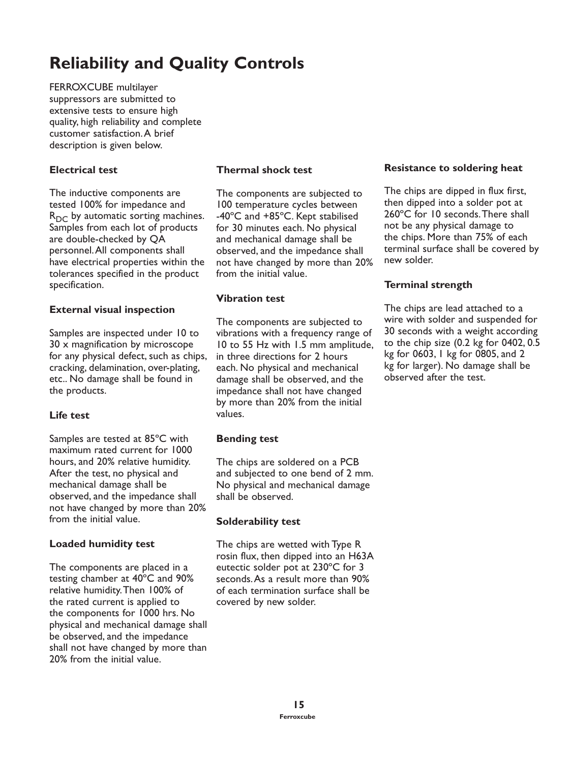# Reliability and Quality Controls

FERROXCUBE multilayer suppressors are submitted to extensive tests to ensure high quality, high reliability and complete customer satisfaction. A brief description is given below.

### Electrical test

The inductive components are tested 100% for impedance and $R_{DC}$ by automatic sorting machines. Samples from each lot of products are double-checked by QA personnel. All components shall have electrical properties within the tolerances specified in the product specification.

### External visual inspection

Samples are inspected under 10 to 30 x magnification by microscope for any physical defect, such as chips, cracking, delamination, over-plating, etc.. No damage shall be found in the products.

### Life test

Samples are tested at 85°C with maximum rated current for 1000 hours, and 20% relative humidity. After the test, no physical and mechanical damage shall be observed, and the impedance shall not have changed by more than 20% from the initial value.

### Loaded humidity test

The components are placed in a testing chamber at 40°C and 90% relative humidity. Then 100% of the rated current is applied to the components for 1000 hrs. No physical and mechanical damage shall be observed, and the impedance shall not have changed by more than 20% from the initial value.

### Thermal shock test

The components are subjected to 100 temperature cycles between -40°C and +85°C. Kept stabilised for 30 minutes each. No physical and mechanical damage shall be observed, and the impedance shall not have changed by more than 20% from the initial value.

### Vibration test

The components are subjected to vibrations with a frequency range of 10 to 55 Hz with 1.5 mm amplitude, in three directions for 2 hours each. No physical and mechanical damage shall be observed, and the impedance shall not have changed by more than 20% from the initial values.

### Bending test

The chips are soldered on a PCB and subjected to one bend of 2 mm. No physical and mechanical damage shall be observed.

### Solderability test

The chips are wetted with Type R rosin flux, then dipped into an H63A eutectic solder pot at 230°C for 3 seconds. As a result more than 90% of each termination surface shall be covered by new solder.

### Resistance to soldering heat

The chips are dipped in flux first, then dipped into a solder pot at 260°C for 10 seconds. There shall not be any physical damage to the chips. More than 75% of each terminal surface shall be covered by new solder.

### Terminal strength

The chips are lead attached to a wire with solder and suspended for 30 seconds with a weight according to the chip size (0.2 kg for 0402, 0.5 kg for 0603, 1 kg for 0805, and 2 kg for larger). No damage shall be observed after the test.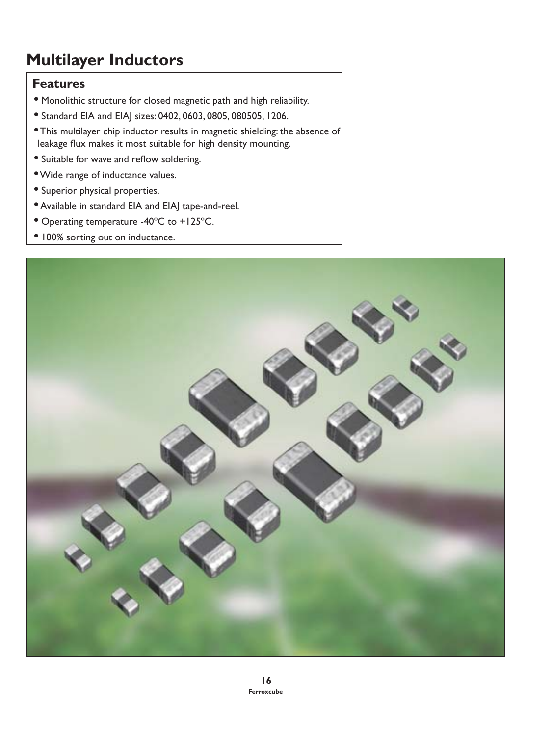# Multilayer Inductors

## Features

- Monolithic structure for closed magnetic path and high reliability.
- Standard EIA and EIAJ sizes: 0402, 0603, 0805, 080505, 1206.
- This multilayer chip inductor results in magnetic shielding: the absence of leakage flux makes it most suitable for high density mounting.
- Suitable for wave and reflow soldering.
- Wide range of inductance values.
- Superior physical properties.
- Available in standard EIA and EIAJ tape-and-reel.
- Operating temperature -40°C to +125°C.
- 100% sorting out on inductance.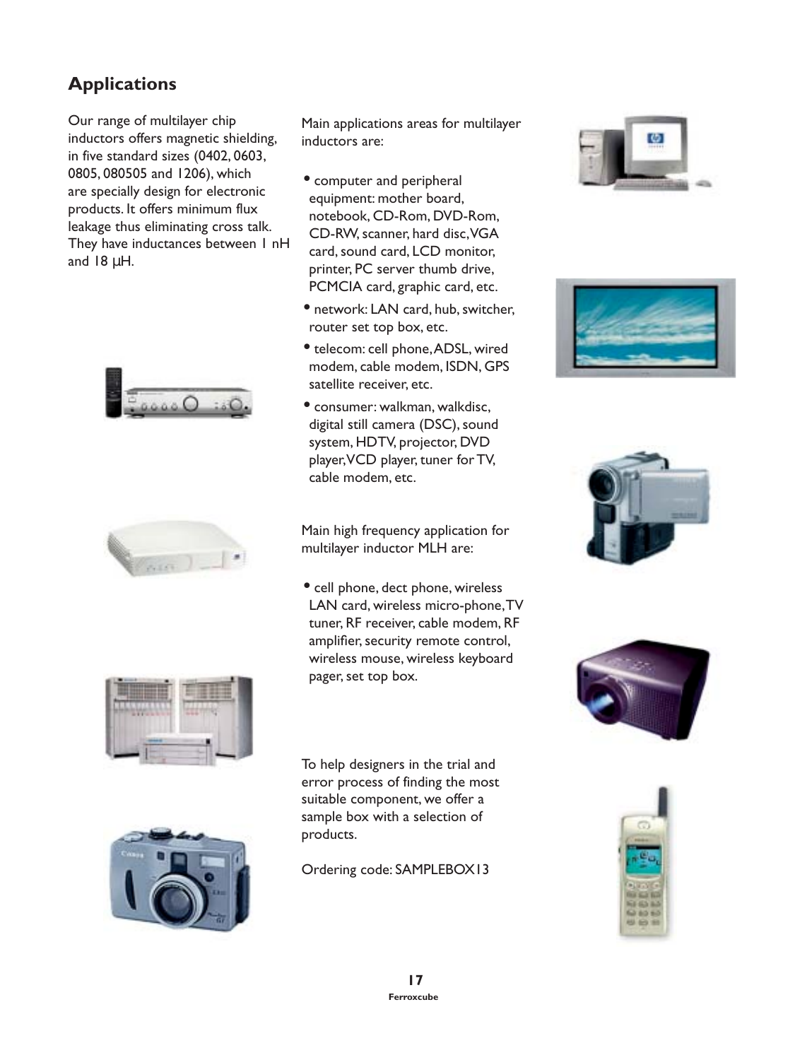## Applications

Our range of multilayer chip inductors offers magnetic shielding, in five standard sizes (0402, 0603, 0805, 080505 and 1206), which are specially design for electronic products. It offers minimum flux leakage thus eliminating cross talk. They have inductances between 1 nH and 18 μH.

Main applications areas for multilayer inductors are:

- computer and peripheral equipment: mother board, notebook, CD-Rom, DVD-Rom, CD-RW, scanner, hard disc, VGA card, sound card, LCD monitor, printer, PC server thumb drive, PCMCIA card, graphic card, etc.
- network: LAN card, hub, switcher, router set top box, etc.
- telecom: cell phone, ADSL, wired modem, cable modem, ISDN, GPS satellite receiver, etc.
- consumer: walkman, walkdisc, digital still camera (DSC), sound system, HDTV, projector, DVD player, VCD player, tuner for TV, cable modem, etc.

Main high frequency application for multilayer inductor MLH are:

- cell phone, dect phone, wireless LAN card, wireless micro-phone, TV tuner, RF receiver, cable modem, RF amplifier, security remote control, wireless mouse, wireless keyboard pager, set top box.

To help designers in the trial and error process of finding the most suitable component, we offer a sample box with a selection of products.

Ordering code: SAMPLEBOX13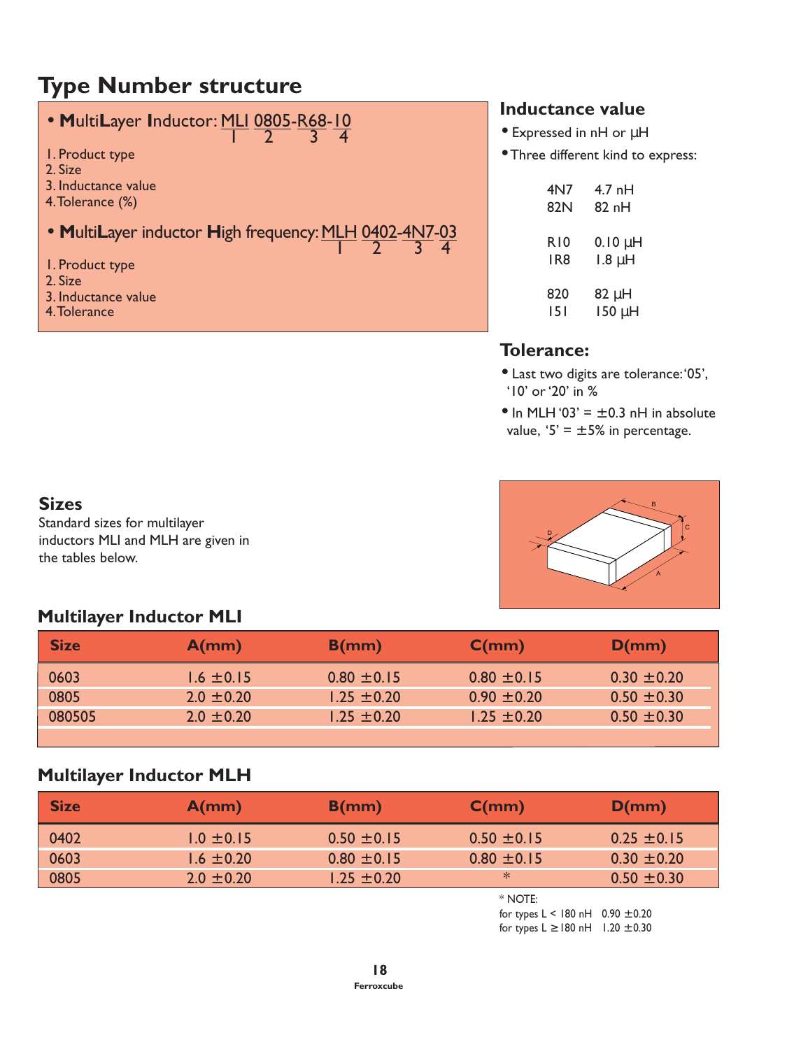# Type Number structure

- **M**ulti**L**ayer **I**nductor: MLI 0805-R68-10 (1: MLI, 2: 0805, 3: R68, 4: 10)

1. Product type
2. Size
3. Inductance value
4. Tolerance (%)

- **M**ulti**L**ayer inductor **H**igh frequency: MLH 0402-4N7-03 (1: MLH, 2: 0402, 3: 4N7, 4: 03)

1. Product type
2. Size
3. Inductance value
4. Tolerance

## Inductance value

- Expressed in nH or µH
- Three different kind to express:

| | |
|---|---|
| 4N7 | 4.7 nH |
| 82N | 82 nH |
| R10 | 0.10 µH |
| 1R8 | 1.8 µH |
| 820 | 82 µH |
| 151 | 150 µH |

## Tolerance:

- Last two digits are tolerance: '05', '10' or '20' in %
- In MLH '03' = ±0.3 nH in absolute value, '5' = ±5% in percentage.

## Sizes

Standard sizes for multilayer inductors MLI and MLH are given in the tables below.

## Multilayer Inductor MLI

| Size | A(mm) | B(mm) | C(mm) | D(mm) |
|---|---|---|---|---|
| 0603 | 1.6 ±0.15 | 0.80 ±0.15 | 0.80 ±0.15 | 0.30 ±0.20 |
| 0805 | 2.0 ±0.20 | 1.25 ±0.20 | 0.90 ±0.20 | 0.50 ±0.30 |
| 080505 | 2.0 ±0.20 | 1.25 ±0.20 | 1.25 ±0.20 | 0.50 ±0.30 |

## Multilayer Inductor MLH

| Size | A(mm) | B(mm) | C(mm) | D(mm) |
|---|---|---|---|---|
| 0402 | 1.0 ±0.15 | 0.50 ±0.15 | 0.50 ±0.15 | 0.25 ±0.15 |
| 0603 | 1.6 ±0.20 | 0.80 ±0.15 | 0.80 ±0.15 | 0.30 ±0.20 |
| 0805 | 2.0 ±0.20 | 1.25 ±0.20 | * | 0.50 ±0.30 |

\* NOTE:
for types L < 180 nH 0.90 ±0.20
for types L ≥ 180 nH 1.20 ±0.30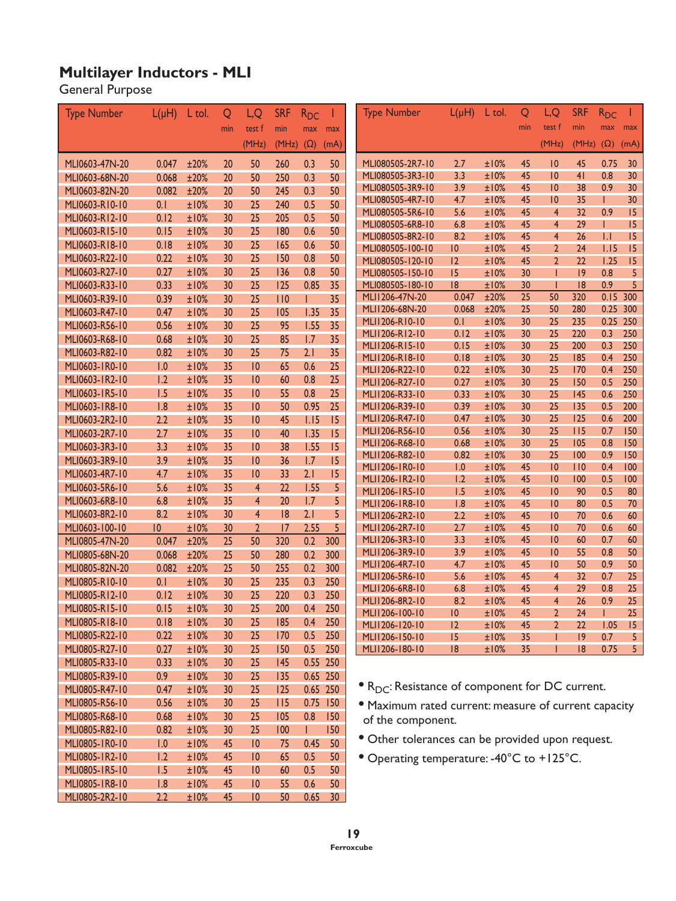# Multilayer Inductors - MLI

General Purpose

| Type Number | L(μH) | L tol. | Q min | L,Q test f (MHz) | SRF min (MHz) | $R_{DC}$ max (Ω) | I max (mA) |
|---|---|---|---|---|---|---|---|
| MLI0603-47N-20 | 0.047 | ±20% | 20 | 50 | 260 | 0.3 | 50 |
| MLI0603-68N-20 | 0.068 | ±20% | 20 | 50 | 250 | 0.3 | 50 |
| MLI0603-82N-20 | 0.082 | ±20% | 20 | 50 | 245 | 0.3 | 50 |
| MLI0603-R10-10 | 0.1 | ±10% | 30 | 25 | 240 | 0.5 | 50 |
| MLI0603-R12-10 | 0.12 | ±10% | 30 | 25 | 205 | 0.5 | 50 |
| MLI0603-R15-10 | 0.15 | ±10% | 30 | 25 | 180 | 0.6 | 50 |
| MLI0603-R18-10 | 0.18 | ±10% | 30 | 25 | 165 | 0.6 | 50 |
| MLI0603-R22-10 | 0.22 | ±10% | 30 | 25 | 150 | 0.8 | 50 |
| MLI0603-R27-10 | 0.27 | ±10% | 30 | 25 | 136 | 0.8 | 50 |
| MLI0603-R33-10 | 0.33 | ±10% | 30 | 25 | 125 | 0.85 | 35 |
| MLI0603-R39-10 | 0.39 | ±10% | 30 | 25 | 110 | 1 | 35 |
| MLI0603-R47-10 | 0.47 | ±10% | 30 | 25 | 105 | 1.35 | 35 |
| MLI0603-R56-10 | 0.56 | ±10% | 30 | 25 | 95 | 1.55 | 35 |
| MLI0603-R68-10 | 0.68 | ±10% | 30 | 25 | 85 | 1.7 | 35 |
| MLI0603-R82-10 | 0.82 | ±10% | 30 | 25 | 75 | 2.1 | 35 |
| MLI0603-1R0-10 | 1.0 | ±10% | 35 | 10 | 65 | 0.6 | 25 |
| MLI0603-1R2-10 | 1.2 | ±10% | 35 | 10 | 60 | 0.8 | 25 |
| MLI0603-1R5-10 | 1.5 | ±10% | 35 | 10 | 55 | 0.8 | 25 |
| MLI0603-1R8-10 | 1.8 | ±10% | 35 | 10 | 50 | 0.95 | 25 |
| MLI0603-2R2-10 | 2.2 | ±10% | 35 | 10 | 45 | 1.15 | 15 |
| MLI0603-2R7-10 | 2.7 | ±10% | 35 | 10 | 40 | 1.35 | 15 |
| MLI0603-3R3-10 | 3.3 | ±10% | 35 | 10 | 38 | 1.55 | 15 |
| MLI0603-3R9-10 | 3.9 | ±10% | 35 | 10 | 36 | 1.7 | 15 |
| MLI0603-4R7-10 | 4.7 | ±10% | 35 | 10 | 33 | 2.1 | 15 |
| MLI0603-5R6-10 | 5.6 | ±10% | 35 | 4 | 22 | 1.55 | 5 |
| MLI0603-6R8-10 | 6.8 | ±10% | 35 | 4 | 20 | 1.7 | 5 |
| MLI0603-8R2-10 | 8.2 | ±10% | 30 | 4 | 18 | 2.1 | 5 |
| MLI0603-100-10 | 10 | ±10% | 30 | 2 | 17 | 2.55 | 5 |
| MLI0805-47N-20 | 0.047 | ±20% | 25 | 50 | 320 | 0.2 | 300 |
| MLI0805-68N-20 | 0.068 | ±20% | 25 | 50 | 280 | 0.2 | 300 |
| MLI0805-82N-20 | 0.082 | ±20% | 25 | 50 | 255 | 0.2 | 300 |
| MLI0805-R10-10 | 0.1 | ±10% | 30 | 25 | 235 | 0.3 | 250 |
| MLI0805-R12-10 | 0.12 | ±10% | 30 | 25 | 220 | 0.3 | 250 |
| MLI0805-R15-10 | 0.15 | ±10% | 30 | 25 | 200 | 0.4 | 250 |
| MLI0805-R18-10 | 0.18 | ±10% | 30 | 25 | 185 | 0.4 | 250 |
| MLI0805-R22-10 | 0.22 | ±10% | 30 | 25 | 170 | 0.5 | 250 |
| MLI0805-R27-10 | 0.27 | ±10% | 30 | 25 | 150 | 0.5 | 250 |
| MLI0805-R33-10 | 0.33 | ±10% | 30 | 25 | 145 | 0.55 | 250 |
| MLI0805-R39-10 | 0.9 | ±10% | 30 | 25 | 135 | 0.65 | 250 |
| MLI0805-R47-10 | 0.47 | ±10% | 30 | 25 | 125 | 0.65 | 250 |
| MLI0805-R56-10 | 0.56 | ±10% | 30 | 25 | 115 | 0.75 | 150 |
| MLI0805-R68-10 | 0.68 | ±10% | 30 | 25 | 105 | 0.8 | 150 |
| MLI0805-R82-10 | 0.82 | ±10% | 30 | 25 | 100 | 1 | 150 |
| MLI0805-1R0-10 | 1.0 | ±10% | 45 | 10 | 75 | 0.45 | 50 |
| MLI0805-1R2-10 | 1.2 | ±10% | 45 | 10 | 65 | 0.5 | 50 |
| MLI0805-1R5-10 | 1.5 | ±10% | 45 | 10 | 60 | 0.5 | 50 |
| MLI0805-1R8-10 | 1.8 | ±10% | 45 | 10 | 55 | 0.6 | 50 |
| MLI0805-2R2-10 | 2.2 | ±10% | 45 | 10 | 50 | 0.65 | 30 |
| MLI080505-2R7-10 | 2.7 | ±10% | 45 | 10 | 45 | 0.75 | 30 |
| MLI080505-3R3-10 | 3.3 | ±10% | 45 | 10 | 41 | 0.8 | 30 |
| MLI080505-3R9-10 | 3.9 | ±10% | 45 | 10 | 38 | 0.9 | 30 |
| MLI080505-4R7-10 | 4.7 | ±10% | 45 | 10 | 35 | 1 | 30 |
| MLI080505-5R6-10 | 5.6 | ±10% | 45 | 4 | 32 | 0.9 | 15 |
| MLI080505-6R8-10 | 6.8 | ±10% | 45 | 4 | 29 | 1 | 15 |
| MLI080505-8R2-10 | 8.2 | ±10% | 45 | 4 | 26 | 1.1 | 15 |
| MLI080505-100-10 | 10 | ±10% | 45 | 2 | 24 | 1.15 | 15 |
| MLI080505-120-10 | 12 | ±10% | 45 | 2 | 22 | 1.25 | 15 |
| MLI080505-150-10 | 15 | ±10% | 30 | 1 | 19 | 0.8 | 5 |
| MLI080505-180-10 | 18 | ±10% | 30 | 1 | 18 | 0.9 | 5 |
| MLI1206-47N-20 | 0.047 | ±20% | 25 | 50 | 320 | 0.15 | 300 |
| MLI1206-68N-20 | 0.068 | ±20% | 25 | 50 | 280 | 0.25 | 300 |
| MLI1206-R10-10 | 0.1 | ±10% | 30 | 25 | 235 | 0.25 | 250 |
| MLI1206-R12-10 | 0.12 | ±10% | 30 | 25 | 220 | 0.3 | 250 |
| MLI1206-R15-10 | 0.15 | ±10% | 30 | 25 | 200 | 0.3 | 250 |
| MLI1206-R18-10 | 0.18 | ±10% | 30 | 25 | 185 | 0.4 | 250 |
| MLI1206-R22-10 | 0.22 | ±10% | 30 | 25 | 170 | 0.4 | 250 |
| MLI1206-R27-10 | 0.27 | ±10% | 30 | 25 | 150 | 0.5 | 250 |
| MLI1206-R33-10 | 0.33 | ±10% | 30 | 25 | 145 | 0.6 | 250 |
| MLI1206-R39-10 | 0.39 | ±10% | 30 | 25 | 135 | 0.5 | 200 |
| MLI1206-R47-10 | 0.47 | ±10% | 30 | 25 | 125 | 0.6 | 200 |
| MLI1206-R56-10 | 0.56 | ±10% | 30 | 25 | 115 | 0.7 | 150 |
| MLI1206-R68-10 | 0.68 | ±10% | 30 | 25 | 105 | 0.8 | 150 |
| MLI1206-R82-10 | 0.82 | ±10% | 30 | 25 | 100 | 0.9 | 150 |
| MLI1206-1R0-10 | 1.0 | ±10% | 45 | 10 | 110 | 0.4 | 100 |
| MLI1206-1R2-10 | 1.2 | ±10% | 45 | 10 | 100 | 0.5 | 100 |
| MLI1206-1R5-10 | 1.5 | ±10% | 45 | 10 | 90 | 0.5 | 80 |
| MLI1206-1R8-10 | 1.8 | ±10% | 45 | 10 | 80 | 0.5 | 70 |
| MLI1206-2R2-10 | 2.2 | ±10% | 45 | 10 | 70 | 0.6 | 60 |
| MLI1206-2R7-10 | 2.7 | ±10% | 45 | 10 | 70 | 0.6 | 60 |
| MLI1206-3R3-10 | 3.3 | ±10% | 45 | 10 | 60 | 0.7 | 60 |
| MLI1206-3R9-10 | 3.9 | ±10% | 45 | 10 | 55 | 0.8 | 50 |
| MLI1206-4R7-10 | 4.7 | ±10% | 45 | 10 | 50 | 0.9 | 50 |
| MLI1206-5R6-10 | 5.6 | ±10% | 45 | 4 | 32 | 0.7 | 25 |
| MLI1206-6R8-10 | 6.8 | ±10% | 45 | 4 | 29 | 0.8 | 25 |
| MLI1206-8R2-10 | 8.2 | ±10% | 45 | 4 | 26 | 0.9 | 25 |
| MLI1206-100-10 | 10 | ±10% | 45 | 2 | 24 | 1 | 25 |
| MLI1206-120-10 | 12 | ±10% | 45 | 2 | 22 | 1.05 | 15 |
| MLI1206-150-10 | 15 | ±10% | 35 | 1 | 19 | 0.7 | 5 |
| MLI1206-180-10 | 18 | ±10% | 35 | 1 | 18 | 0.75 | 5 |

- $R_{DC}$: Resistance of component for DC current.
- Maximum rated current: measure of current capacity of the component.
- Other tolerances can be provided upon request.
- Operating temperature: -40°C to +125°C.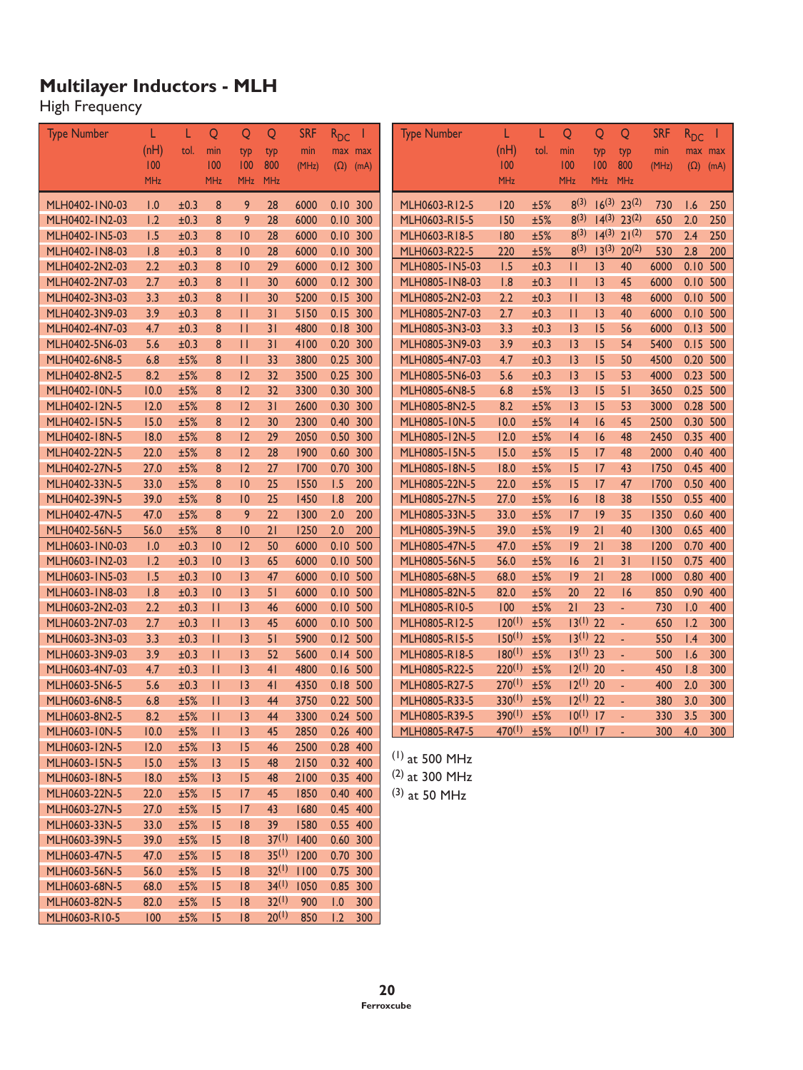# Multilayer Inductors - MLH

High Frequency

| Type Number | L (nH) 100 MHz | L tol. | Q min 100 MHz | Q typ 100 MHz | Q typ 800 MHz | SRF min (MHz) | $R_{DC}$ max (Ω) | I max (mA) |
|---|---|---|---|---|---|---|---|---|
| MLH0402-1N0-03 | 1.0 | ±0.3 | 8 | 9 | 28 | 6000 | 0.10 | 300 |
| MLH0402-1N2-03 | 1.2 | ±0.3 | 8 | 9 | 28 | 6000 | 0.10 | 300 |
| MLH0402-1N5-03 | 1.5 | ±0.3 | 8 | 10 | 28 | 6000 | 0.10 | 300 |
| MLH0402-1N8-03 | 1.8 | ±0.3 | 8 | 10 | 28 | 6000 | 0.10 | 300 |
| MLH0402-2N2-03 | 2.2 | ±0.3 | 8 | 10 | 29 | 6000 | 0.12 | 300 |
| MLH0402-2N7-03 | 2.7 | ±0.3 | 8 | 11 | 30 | 6000 | 0.12 | 300 |
| MLH0402-3N3-03 | 3.3 | ±0.3 | 8 | 11 | 30 | 5200 | 0.15 | 300 |
| MLH0402-3N9-03 | 3.9 | ±0.3 | 8 | 11 | 31 | 5150 | 0.15 | 300 |
| MLH0402-4N7-03 | 4.7 | ±0.3 | 8 | 11 | 31 | 4800 | 0.18 | 300 |
| MLH0402-5N6-03 | 5.6 | ±0.3 | 8 | 11 | 31 | 4100 | 0.20 | 300 |
| MLH0402-6N8-5 | 6.8 | ±5% | 8 | 11 | 33 | 3800 | 0.25 | 300 |
| MLH0402-8N2-5 | 8.2 | ±5% | 8 | 12 | 32 | 3500 | 0.25 | 300 |
| MLH0402-10N-5 | 10.0 | ±5% | 8 | 12 | 32 | 3300 | 0.30 | 300 |
| MLH0402-12N-5 | 12.0 | ±5% | 8 | 12 | 31 | 2600 | 0.30 | 300 |
| MLH0402-15N-5 | 15.0 | ±5% | 8 | 12 | 30 | 2300 | 0.40 | 300 |
| MLH0402-18N-5 | 18.0 | ±5% | 8 | 12 | 29 | 2050 | 0.50 | 300 |
| MLH0402-22N-5 | 22.0 | ±5% | 8 | 12 | 28 | 1900 | 0.60 | 300 |
| MLH0402-27N-5 | 27.0 | ±5% | 8 | 12 | 27 | 1700 | 0.70 | 300 |
| MLH0402-33N-5 | 33.0 | ±5% | 8 | 10 | 25 | 1550 | 1.5 | 200 |
| MLH0402-39N-5 | 39.0 | ±5% | 8 | 10 | 25 | 1450 | 1.8 | 200 |
| MLH0402-47N-5 | 47.0 | ±5% | 8 | 9 | 22 | 1300 | 2.0 | 200 |
| MLH0402-56N-5 | 56.0 | ±5% | 8 | 10 | 21 | 1250 | 2.0 | 200 |
| MLH0603-1N0-03 | 1.0 | ±0.3 | 10 | 12 | 50 | 6000 | 0.10 | 500 |
| MLH0603-1N2-03 | 1.2 | ±0.3 | 10 | 13 | 65 | 6000 | 0.10 | 500 |
| MLH0603-1N5-03 | 1.5 | ±0.3 | 10 | 13 | 47 | 6000 | 0.10 | 500 |
| MLH0603-1N8-03 | 1.8 | ±0.3 | 10 | 13 | 51 | 6000 | 0.10 | 500 |
| MLH0603-2N2-03 | 2.2 | ±0.3 | 11 | 13 | 46 | 6000 | 0.10 | 500 |
| MLH0603-2N7-03 | 2.7 | ±0.3 | 11 | 13 | 45 | 6000 | 0.10 | 500 |
| MLH0603-3N3-03 | 3.3 | ±0.3 | 11 | 13 | 51 | 5900 | 0.12 | 500 |
| MLH0603-3N9-03 | 3.9 | ±0.3 | 11 | 13 | 52 | 5600 | 0.14 | 500 |
| MLH0603-4N7-03 | 4.7 | ±0.3 | 11 | 13 | 41 | 4800 | 0.16 | 500 |
| MLH0603-5N6-5 | 5.6 | ±0.3 | 11 | 13 | 41 | 4350 | 0.18 | 500 |
| MLH0603-6N8-5 | 6.8 | ±5% | 11 | 13 | 44 | 3750 | 0.22 | 500 |
| MLH0603-8N2-5 | 8.2 | ±5% | 11 | 13 | 44 | 3300 | 0.24 | 500 |
| MLH0603-10N-5 | 10.0 | ±5% | 11 | 13 | 45 | 2850 | 0.26 | 400 |
| MLH0603-12N-5 | 12.0 | ±5% | 13 | 15 | 46 | 2500 | 0.28 | 400 |
| MLH0603-15N-5 | 15.0 | ±5% | 13 | 15 | 48 | 2150 | 0.32 | 400 |
| MLH0603-18N-5 | 18.0 | ±5% | 13 | 15 | 48 | 2100 | 0.35 | 400 |
| MLH0603-22N-5 | 22.0 | ±5% | 15 | 17 | 45 | 1850 | 0.40 | 400 |
| MLH0603-27N-5 | 27.0 | ±5% | 15 | 17 | 43 | 1680 | 0.45 | 400 |
| MLH0603-33N-5 | 33.0 | ±5% | 15 | 18 | 39 | 1580 | 0.55 | 400 |
| MLH0603-39N-5 | 39.0 | ±5% | 15 | 18 | 37(1) | 1400 | 0.60 | 300 |
| MLH0603-47N-5 | 47.0 | ±5% | 15 | 18 | 35(1) | 1200 | 0.70 | 300 |
| MLH0603-56N-5 | 56.0 | ±5% | 15 | 18 | 32(1) | 1100 | 0.75 | 300 |
| MLH0603-68N-5 | 68.0 | ±5% | 15 | 18 | 34(1) | 1050 | 0.85 | 300 |
| MLH0603-82N-5 | 82.0 | ±5% | 15 | 18 | 32(1) | 900 | 1.0 | 300 |
| MLH0603-R10-5 | 100 | ±5% | 15 | 18 | 20(1) | 850 | 1.2 | 300 |
| MLH0603-R12-5 | 120 | ±5% | 8(3) | 16(3) | 23(2) | 730 | 1.6 | 250 |
| MLH0603-R15-5 | 150 | ±5% | 8(3) | 14(3) | 23(2) | 650 | 2.0 | 250 |
| MLH0603-R18-5 | 180 | ±5% | 8(3) | 14(3) | 21(2) | 570 | 2.4 | 250 |
| MLH0603-R22-5 | 220 | ±5% | 8(3) | 13(3) | 20(2) | 530 | 2.8 | 200 |
| MLH0805-1N5-03 | 1.5 | ±0.3 | 11 | 13 | 40 | 6000 | 0.10 | 500 |
| MLH0805-1N8-03 | 1.8 | ±0.3 | 11 | 13 | 45 | 6000 | 0.10 | 500 |
| MLH0805-2N2-03 | 2.2 | ±0.3 | 11 | 13 | 48 | 6000 | 0.10 | 500 |
| MLH0805-2N7-03 | 2.7 | ±0.3 | 11 | 13 | 40 | 6000 | 0.10 | 500 |
| MLH0805-3N3-03 | 3.3 | ±0.3 | 13 | 15 | 56 | 6000 | 0.13 | 500 |
| MLH0805-3N9-03 | 3.9 | ±0.3 | 13 | 15 | 54 | 5400 | 0.15 | 500 |
| MLH0805-4N7-03 | 4.7 | ±0.3 | 13 | 15 | 50 | 4500 | 0.20 | 500 |
| MLH0805-5N6-03 | 5.6 | ±0.3 | 13 | 15 | 53 | 4000 | 0.23 | 500 |
| MLH0805-6N8-5 | 6.8 | ±5% | 13 | 15 | 51 | 3650 | 0.25 | 500 |
| MLH0805-8N2-5 | 8.2 | ±5% | 13 | 15 | 53 | 3000 | 0.28 | 500 |
| MLH0805-10N-5 | 10.0 | ±5% | 14 | 16 | 45 | 2500 | 0.30 | 500 |
| MLH0805-12N-5 | 12.0 | ±5% | 14 | 16 | 48 | 2450 | 0.35 | 400 |
| MLH0805-15N-5 | 15.0 | ±5% | 15 | 17 | 48 | 2000 | 0.40 | 400 |
| MLH0805-18N-5 | 18.0 | ±5% | 15 | 17 | 43 | 1750 | 0.45 | 400 |
| MLH0805-22N-5 | 22.0 | ±5% | 15 | 17 | 47 | 1700 | 0.50 | 400 |
| MLH0805-27N-5 | 27.0 | ±5% | 16 | 18 | 38 | 1550 | 0.55 | 400 |
| MLH0805-33N-5 | 33.0 | ±5% | 17 | 19 | 35 | 1350 | 0.60 | 400 |
| MLH0805-39N-5 | 39.0 | ±5% | 19 | 21 | 40 | 1300 | 0.65 | 400 |
| MLH0805-47N-5 | 47.0 | ±5% | 19 | 21 | 38 | 1200 | 0.70 | 400 |
| MLH0805-56N-5 | 56.0 | ±5% | 16 | 21 | 31 | 1150 | 0.75 | 400 |
| MLH0805-68N-5 | 68.0 | ±5% | 19 | 21 | 28 | 1000 | 0.80 | 400 |
| MLH0805-82N-5 | 82.0 | ±5% | 20 | 22 | 16 | 850 | 0.90 | 400 |
| MLH0805-R10-5 | 100 | ±5% | 21 | 23 | - | 730 | 1.0 | 400 |
| MLH0805-R12-5 | 120(1) | ±5% | 13(1) | 22 | - | 650 | 1.2 | 300 |
| MLH0805-R15-5 | 150(1) | ±5% | 13(1) | 22 | - | 550 | 1.4 | 300 |
| MLH0805-R18-5 | 180(1) | ±5% | 13(1) | 23 | - | 500 | 1.6 | 300 |
| MLH0805-R22-5 | 220(1) | ±5% | 12(1) | 20 | - | 450 | 1.8 | 300 |
| MLH0805-R27-5 | 270(1) | ±5% | 12(1) | 20 | - | 400 | 2.0 | 300 |
| MLH0805-R33-5 | 330(1) | ±5% | 12(1) | 22 | - | 380 | 3.0 | 300 |
| MLH0805-R39-5 | 390(1) | ±5% | 10(1) | 17 | - | 330 | 3.5 | 300 |
| MLH0805-R47-5 | 470(1) | ±5% | 10(1) | 17 | - | 300 | 4.0 | 300 |

(1) at 500 MHz
(2) at 300 MHz
(3) at 50 MHz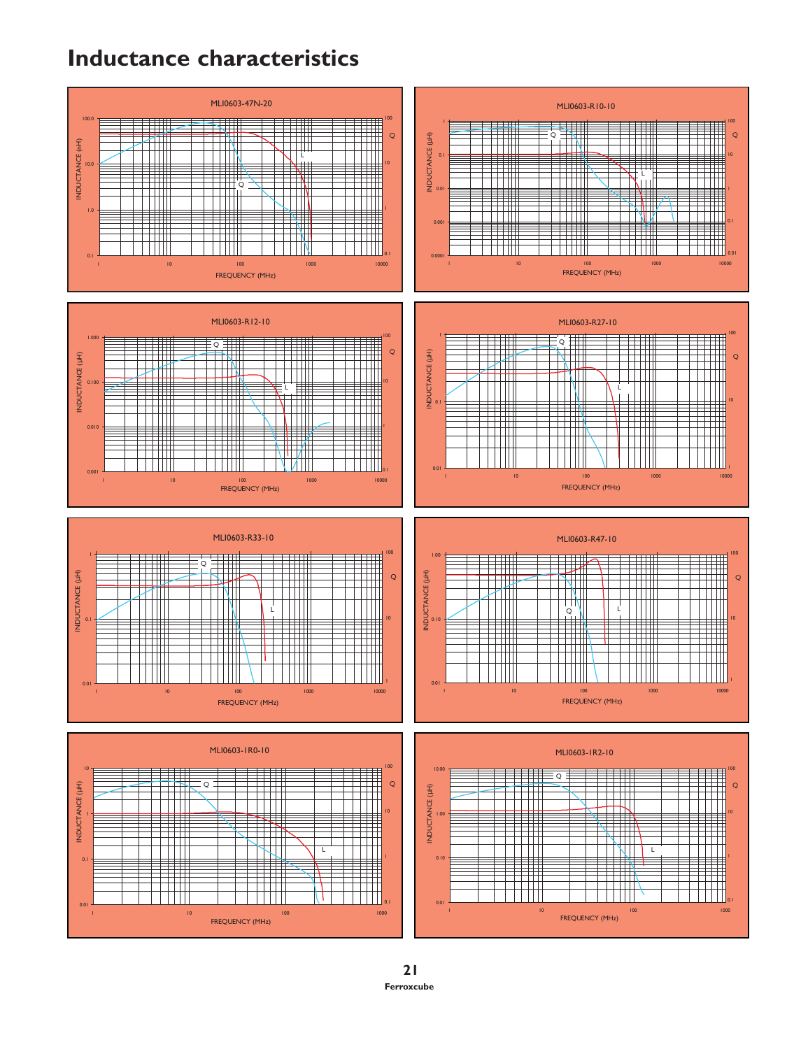# Inductance characteristics

MLI0603-47N-20

MLI0603-R10-10

MLI0603-R12-10

MLI0603-R27-10

MLI0603-R33-10

MLI0603-R47-10

MLI0603-1R0-10

MLI0603-1R2-10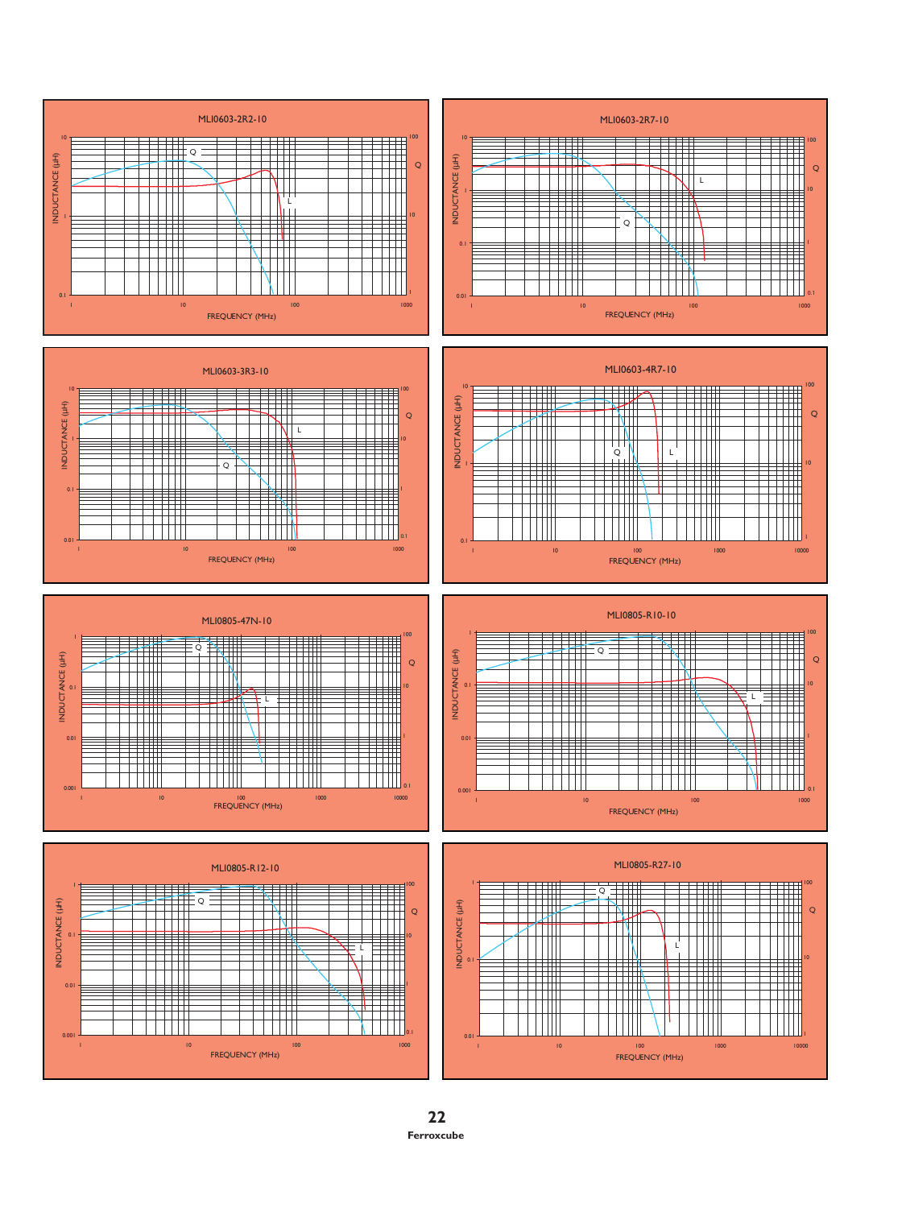MLI0603-2R2-10

INDUCTANCE (µH) — Q — FREQUENCY (MHz)

MLI0603-2R7-10

INDUCTANCE (µH) — Q — FREQUENCY (MHz)

MLI0603-3R3-10

INDUCTANCE (µH) — Q — FREQUENCY (MHz)

MLI0603-4R7-10

INDUCTANCE (µH) — Q — FREQUENCY (MHz)

MLI0805-47N-10

INDUCTANCE (µH) — Q — FREQUENCY (MHz)

MLI0805-R10-10

INDUCTANCE (µH) — Q — FREQUENCY (MHz)

MLI0805-R12-10

INDUCTANCE (µH) — Q — FREQUENCY (MHz)

MLI0805-R27-10

INDUCTANCE (µH) — Q — FREQUENCY (MHz)

Ferroxcube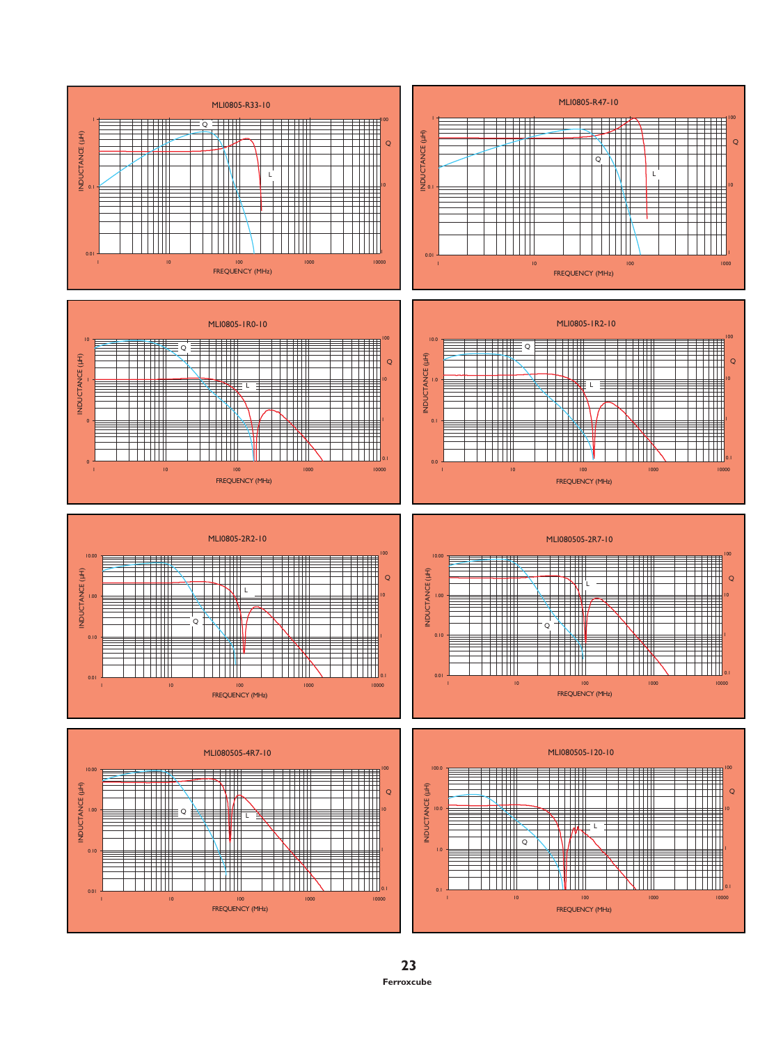MLI0805-R33-10

INDUCTANCE (µH) | Q | FREQUENCY (MHz)

MLI0805-R47-10

INDUCTANCE (µH) | Q | FREQUENCY (MHz)

MLI0805-1R0-10

INDUCTANCE (µH) | Q | FREQUENCY (MHz)

MLI0805-1R2-10

INDUCTANCE (µH) | Q | FREQUENCY (MHz)

MLI0805-2R2-10

INDUCTANCE (µH) | Q | FREQUENCY (MHz)

MLI080505-2R7-10

INDUCTANCE (µH) | Q | FREQUENCY (MHz)

MLI080505-4R7-10

INDUCTANCE (µH) | Q | FREQUENCY (MHz)

MLI080505-120-10

INDUCTANCE (µH) | Q | FREQUENCY (MHz)

**Ferroxcube**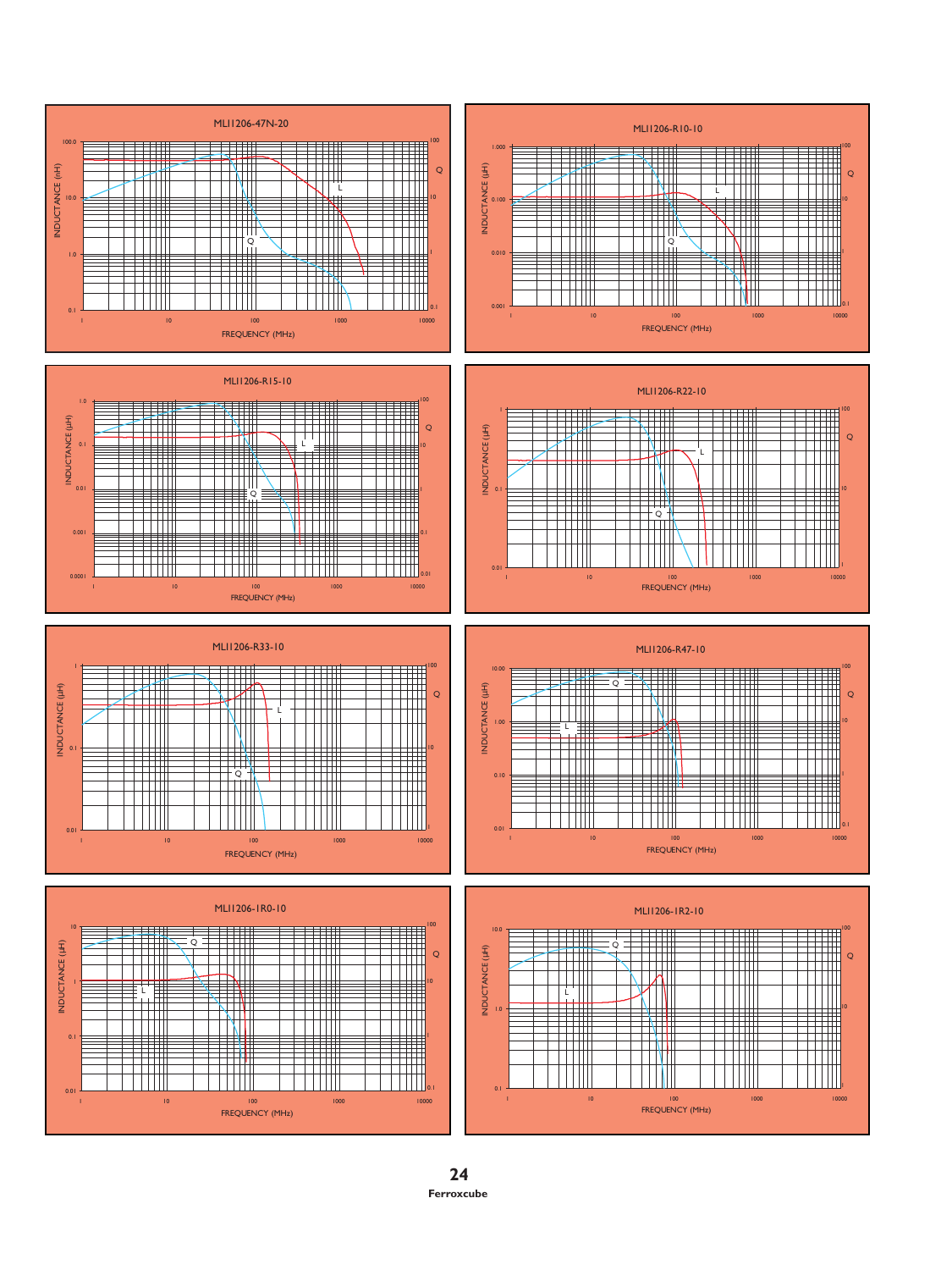MLI1206-47N-20

INDUCTANCE (nH) / Q / FREQUENCY (MHz)

MLI1206-R10-10

INDUCTANCE (µH) / Q / FREQUENCY (MHz)

MLI1206-R15-10

INDUCTANCE (µH) / Q / FREQUENCY (MHz)

MLI1206-R22-10

INDUCTANCE (µH) / Q / FREQUENCY (MHz)

MLI1206-R33-10

INDUCTANCE (µH) / Q / FREQUENCY (MHz)

MLI1206-R47-10

INDUCTANCE (µH) / Q / FREQUENCY (MHz)

MLI1206-1R0-10

INDUCTANCE (µH) / Q / FREQUENCY (MHz)

MLI1206-1R2-10

INDUCTANCE (µH) / Q / FREQUENCY (MHz)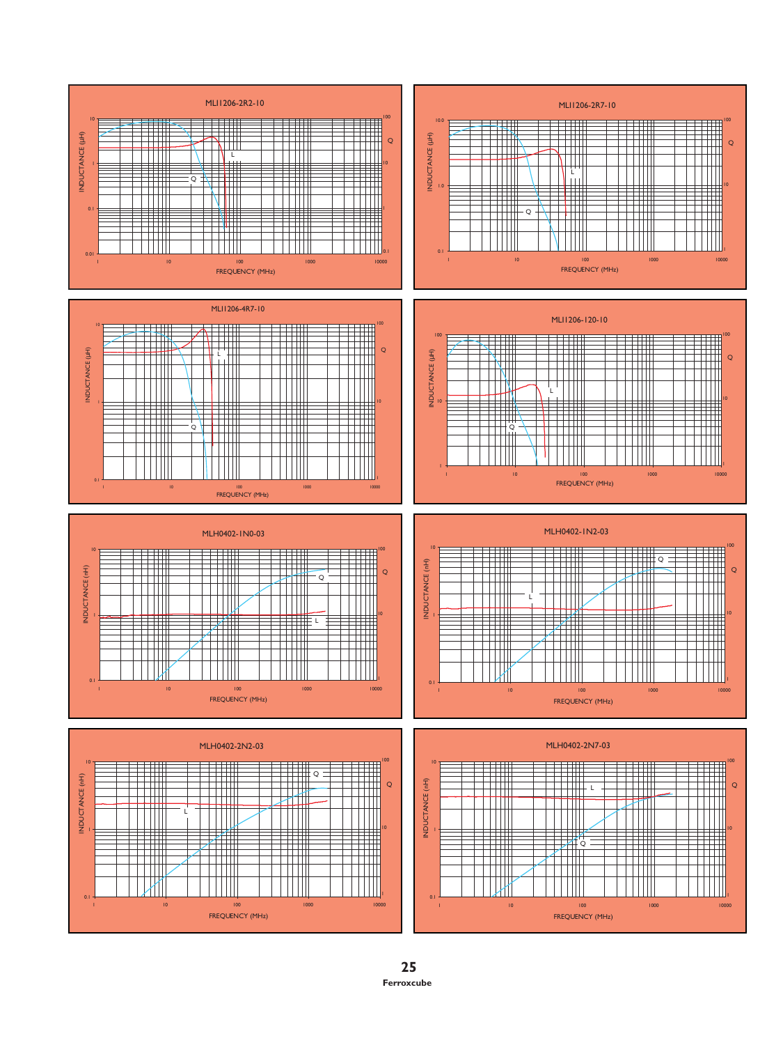### MLI1206-2R2-10

INDUCTANCE (µH) / Q vs FREQUENCY (MHz)

### MLI1206-2R7-10

INDUCTANCE (µH) / Q vs FREQUENCY (MHz)

### MLI1206-4R7-10

INDUCTANCE (µH) / Q vs FREQUENCY (MHz)

### MLI1206-120-10

INDUCTANCE (µH) / Q vs FREQUENCY (MHz)

### MLH0402-1N0-03

INDUCTANCE (nH) / Q vs FREQUENCY (MHz)

### MLH0402-1N2-03

INDUCTANCE (nH) / Q vs FREQUENCY (MHz)

### MLH0402-2N2-03

INDUCTANCE (nH) / Q vs FREQUENCY (MHz)

### MLH0402-2N7-03

INDUCTANCE (nH) / Q vs FREQUENCY (MHz)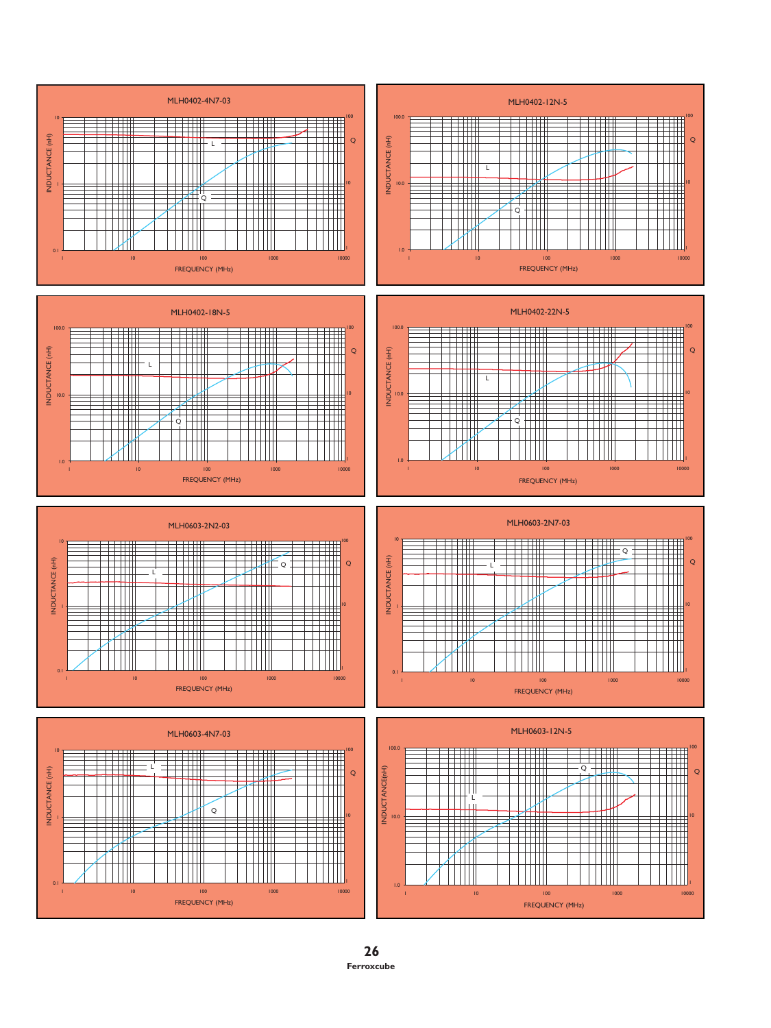### MLH0402-4N7-03

INDUCTANCE (nH) / Q vs. FREQUENCY (MHz)

### MLH0402-12N-5

INDUCTANCE (nH) / Q vs. FREQUENCY (MHz)

### MLH0402-18N-5

INDUCTANCE (nH) / Q vs. FREQUENCY (MHz)

### MLH0402-22N-5

INDUCTANCE (nH) / Q vs. FREQUENCY (MHz)

### MLH0603-2N2-03

INDUCTANCE (nH) / Q vs. FREQUENCY (MHz)

### MLH0603-2N7-03

INDUCTANCE (nH) / Q vs. FREQUENCY (MHz)

### MLH0603-4N7-03

INDUCTANCE (nH) / Q vs. FREQUENCY (MHz)

### MLH0603-12N-5

INDUCTANCE (nH) / Q vs. FREQUENCY (MHz)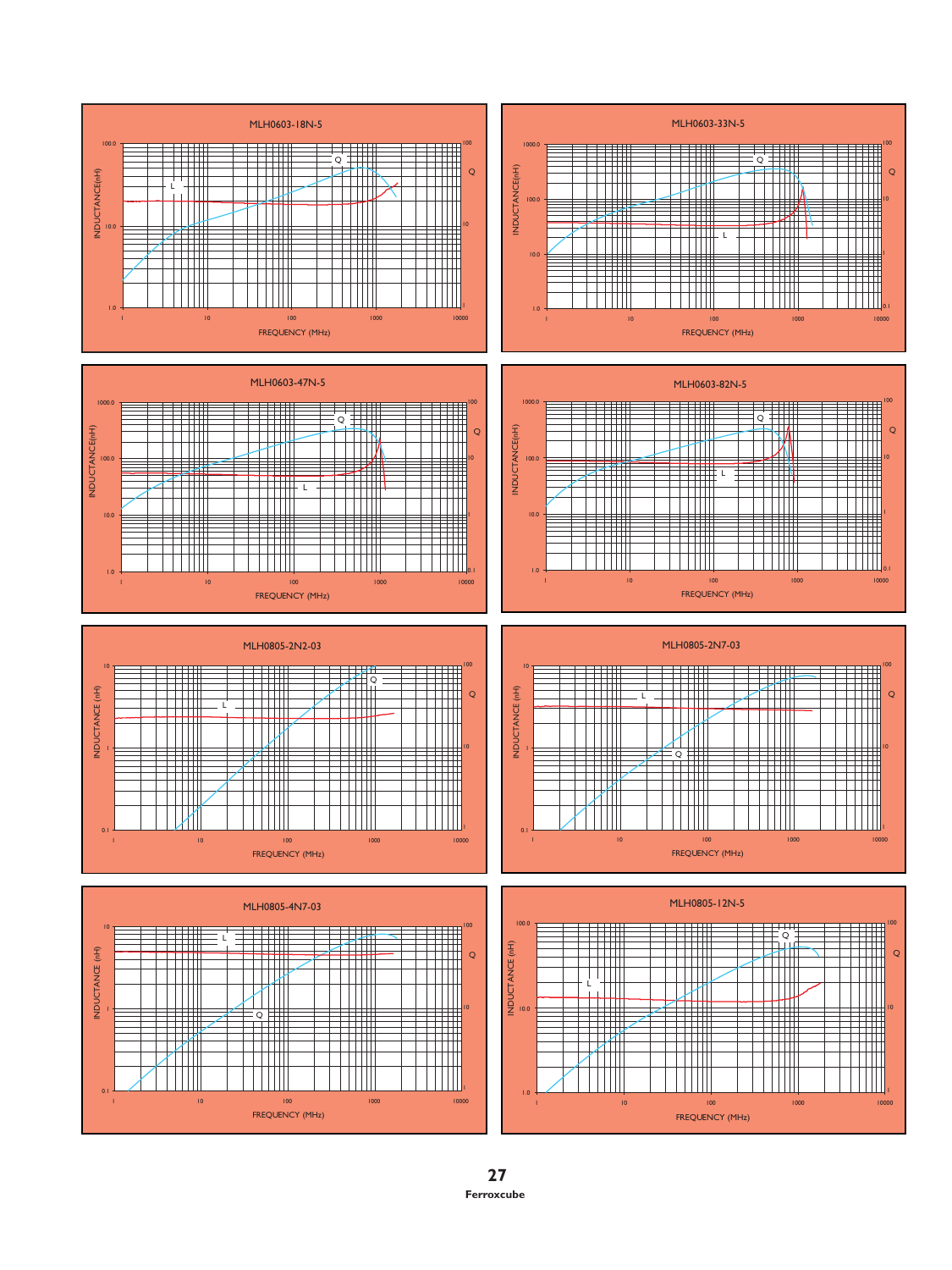MLH0603-18N-5

INDUCTANCE(nH)

Q

FREQUENCY (MHz)

MLH0603-33N-5

INDUCTANCE(nH)

Q

FREQUENCY (MHz)

MLH0603-47N-5

INDUCTANCE(nH)

Q

FREQUENCY (MHz)

MLH0603-82N-5

INDUCTANCE(nH)

Q

FREQUENCY (MHz)

MLH0805-2N2-03

INDUCTANCE (nH)

Q

FREQUENCY (MHz)

MLH0805-2N7-03

INDUCTANCE (nH)

Q

FREQUENCY (MHz)

MLH0805-4N7-03

INDUCTANCE (nH)

Q

FREQUENCY (MHz)

MLH0805-12N-5

INDUCTANCE (nH)

Q

FREQUENCY (MHz)

**Ferroxcube**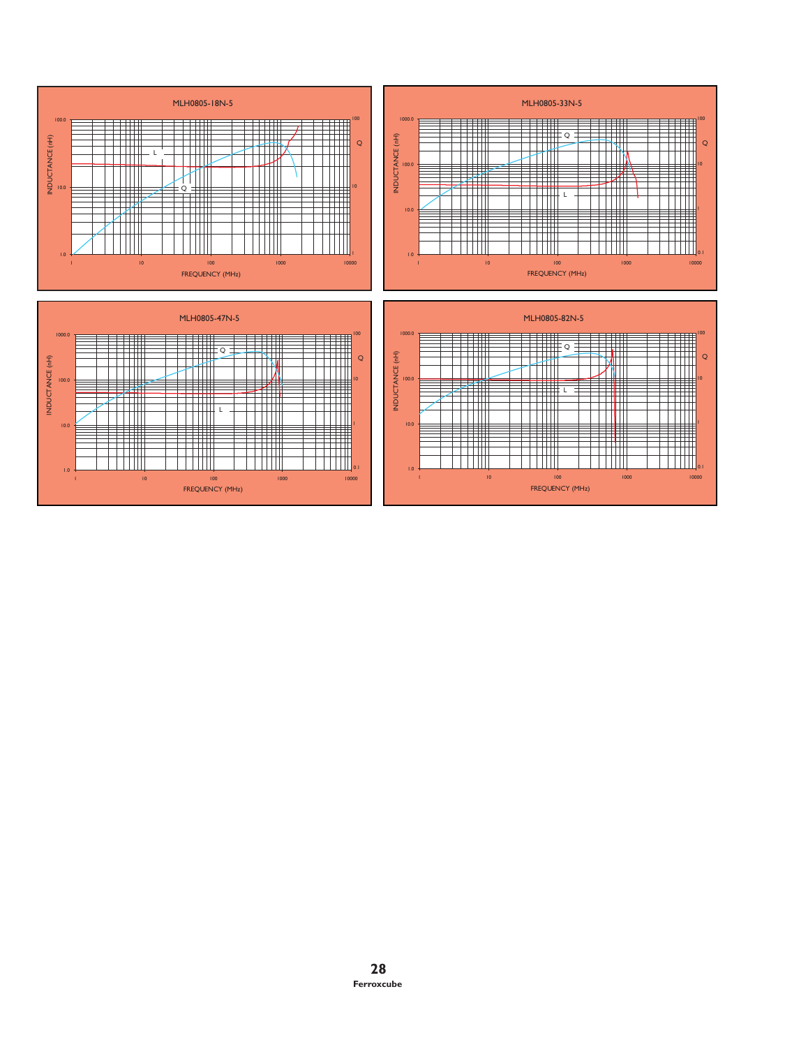MLH0805-18N-5

INDUCTANCE (nH)

Q

FREQUENCY (MHz)

MLH0805-33N-5

INDUCTANCE (nH)

Q

FREQUENCY (MHz)

MLH0805-47N-5

INDUCTANCE (nH)

Q

FREQUENCY (MHz)

MLH0805-82N-5

INDUCTANCE (nH)

Q

FREQUENCY (MHz)

**Ferroxcube**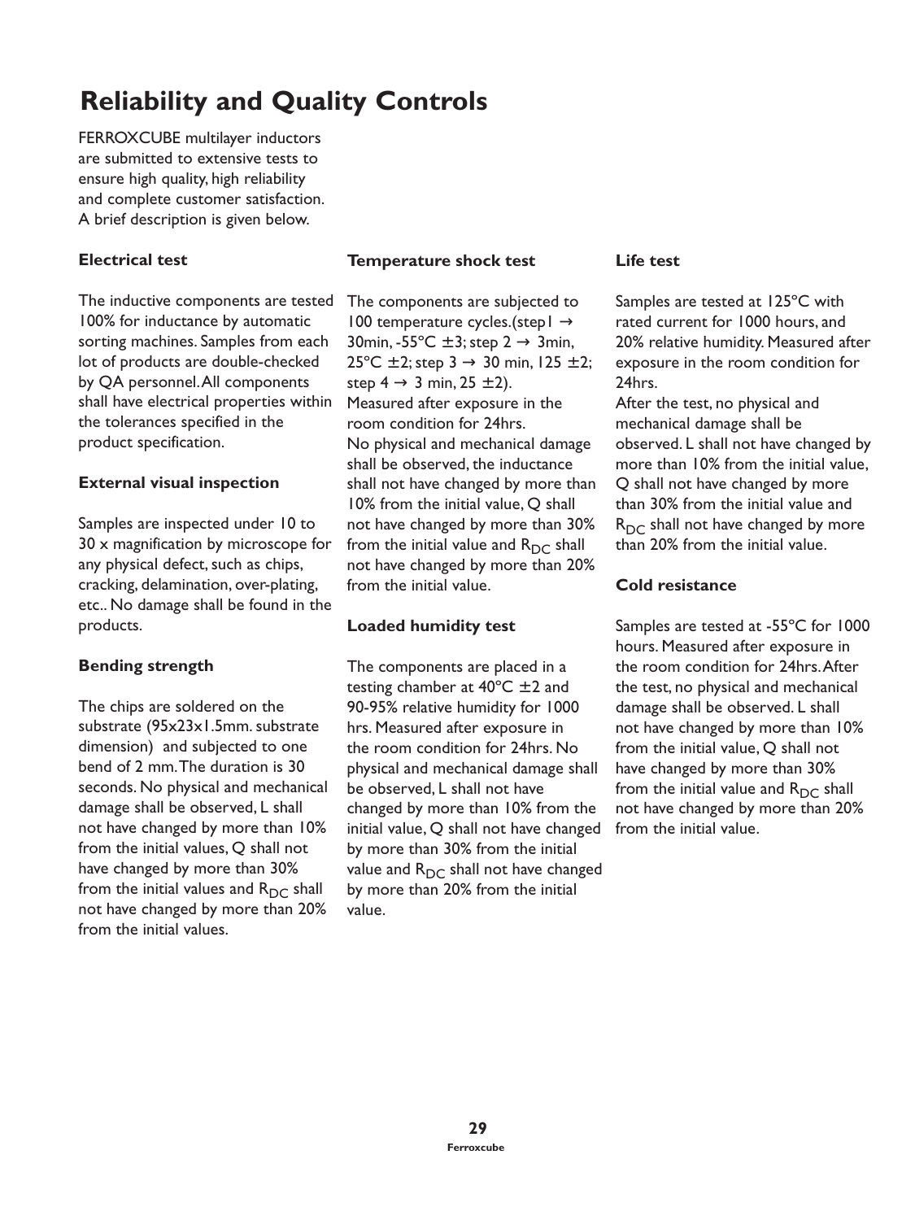# Reliability and Quality Controls

FERROXCUBE multilayer inductors are submitted to extensive tests to ensure high quality, high reliability and complete customer satisfaction. A brief description is given below.

### Electrical test

The inductive components are tested 100% for inductance by automatic sorting machines. Samples from each lot of products are double-checked by QA personnel. All components shall have electrical properties within the tolerances specified in the product specification.

### External visual inspection

Samples are inspected under 10 to 30 x magnification by microscope for any physical defect, such as chips, cracking, delamination, over-plating, etc.. No damage shall be found in the products.

### Bending strength

The chips are soldered on the substrate (95x23x1.5mm. substrate dimension) and subjected to one bend of 2 mm. The duration is 30 seconds. No physical and mechanical damage shall be observed, L shall not have changed by more than 10% from the initial values, Q shall not have changed by more than 30% from the initial values and $R_{DC}$ shall not have changed by more than 20% from the initial values.

### Temperature shock test

The components are subjected to 100 temperature cycles.(step1 → 30min, -55°C ±3; step 2 → 3min, 25°C ±2; step 3 → 30 min, 125 ±2; step 4 → 3 min, 25 ±2).
Measured after exposure in the room condition for 24hrs.
No physical and mechanical damage shall be observed, the inductance shall not have changed by more than 10% from the initial value, Q shall not have changed by more than 30% from the initial value and $R_{DC}$ shall not have changed by more than 20% from the initial value.

### Loaded humidity test

The components are placed in a testing chamber at 40°C ±2 and 90-95% relative humidity for 1000 hrs. Measured after exposure in the room condition for 24hrs. No physical and mechanical damage shall be observed, L shall not have changed by more than 10% from the initial value, Q shall not have changed by more than 30% from the initial value and $R_{DC}$ shall not have changed by more than 20% from the initial value.

### Life test

Samples are tested at 125°C with rated current for 1000 hours, and 20% relative humidity. Measured after exposure in the room condition for 24hrs.
After the test, no physical and mechanical damage shall be observed. L shall not have changed by more than 10% from the initial value, Q shall not have changed by more than 30% from the initial value and $R_{DC}$ shall not have changed by more than 20% from the initial value.

### Cold resistance

Samples are tested at -55°C for 1000 hours. Measured after exposure in the room condition for 24hrs. After the test, no physical and mechanical damage shall be observed. L shall not have changed by more than 10% from the initial value, Q shall not have changed by more than 30% from the initial value and $R_{DC}$ shall not have changed by more than 20% from the initial value.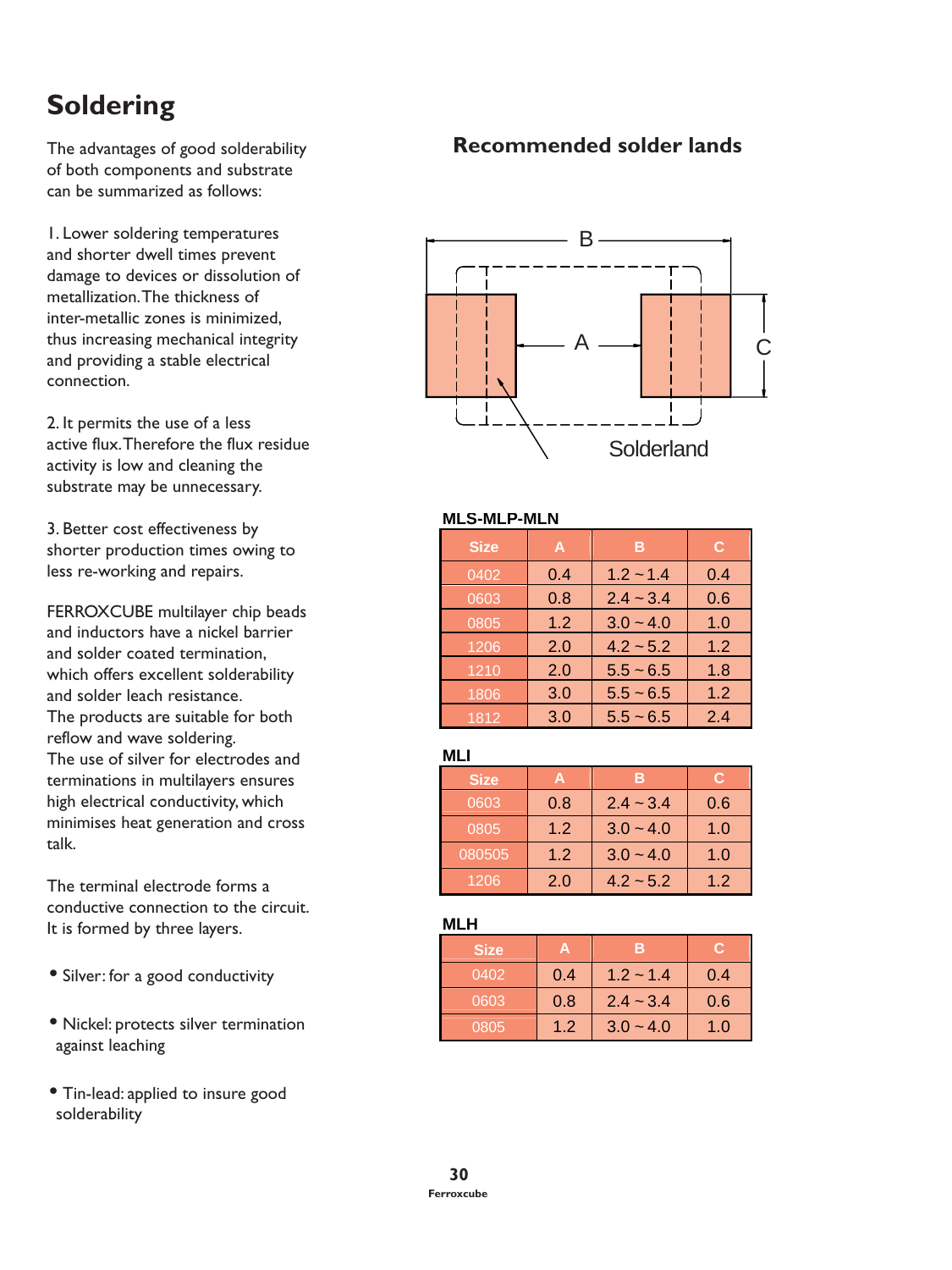# Soldering

The advantages of good solderability of both components and substrate can be summarized as follows:

1. Lower soldering temperatures and shorter dwell times prevent damage to devices or dissolution of metallization. The thickness of inter-metallic zones is minimized, thus increasing mechanical integrity and providing a stable electrical connection.

2. It permits the use of a less active flux. Therefore the flux residue activity is low and cleaning the substrate may be unnecessary.

3. Better cost effectiveness by shorter production times owing to less re-working and repairs.

FERROXCUBE multilayer chip beads and inductors have a nickel barrier and solder coated termination, which offers excellent solderability and solder leach resistance.
The products are suitable for both reflow and wave soldering.
The use of silver for electrodes and terminations in multilayers ensures high electrical conductivity, which minimises heat generation and cross talk.

The terminal electrode forms a conductive connection to the circuit. It is formed by three layers.

- Silver: for a good conductivity
- Nickel: protects silver termination against leaching
- Tin-lead: applied to insure good solderability

## Recommended solder lands

B

A

C

Solderland

**MLS-MLP-MLN**

| Size | A | B | C |
|---|---|---|---|
| 0402 | 0.4 | 1.2 ~ 1.4 | 0.4 |
| 0603 | 0.8 | 2.4 ~ 3.4 | 0.6 |
| 0805 | 1.2 | 3.0 ~ 4.0 | 1.0 |
| 1206 | 2.0 | 4.2 ~ 5.2 | 1.2 |
| 1210 | 2.0 | 5.5 ~ 6.5 | 1.8 |
| 1806 | 3.0 | 5.5 ~ 6.5 | 1.2 |
| 1812 | 3.0 | 5.5 ~ 6.5 | 2.4 |

**MLI**

| Size | A | B | C |
|---|---|---|---|
| 0603 | 0.8 | 2.4 ~ 3.4 | 0.6 |
| 0805 | 1.2 | 3.0 ~ 4.0 | 1.0 |
| 080505 | 1.2 | 3.0 ~ 4.0 | 1.0 |
| 1206 | 2.0 | 4.2 ~ 5.2 | 1.2 |

**MLH**

| Size | A | B | C |
|---|---|---|---|
| 0402 | 0.4 | 1.2 ~ 1.4 | 0.4 |
| 0603 | 0.8 | 2.4 ~ 3.4 | 0.6 |
| 0805 | 1.2 | 3.0 ~ 4.0 | 1.0 |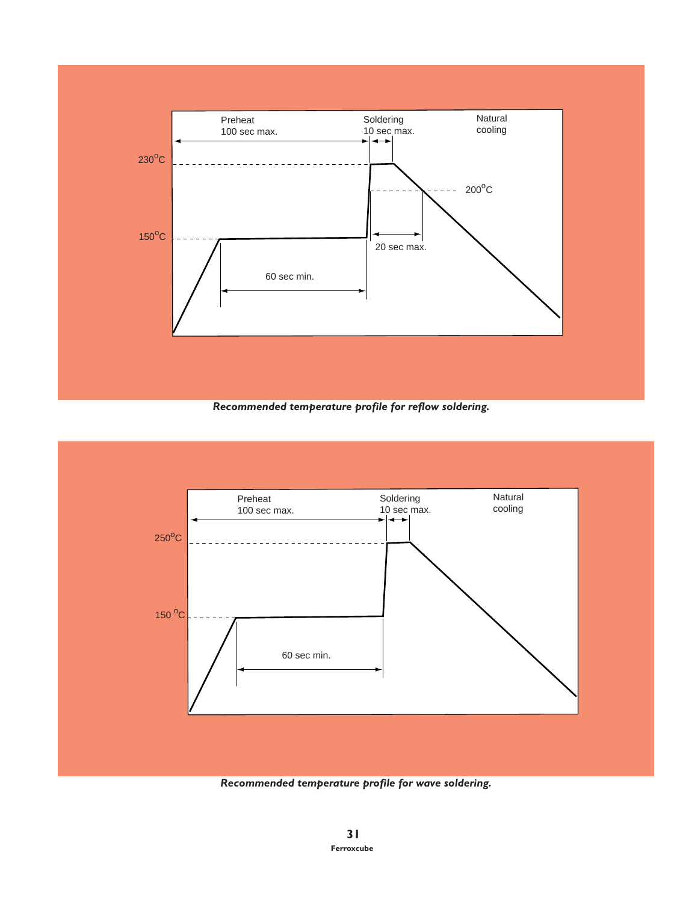Preheat
100 sec max.

Soldering
10 sec max.

Natural
cooling

230°C

200°C

150°C

20 sec max.

60 sec min.

***Recommended temperature profile for reflow soldering.***

Preheat
100 sec max.

Soldering
10 sec max.

Natural
cooling

250°C

150 °C

60 sec min.

***Recommended temperature profile for wave soldering.***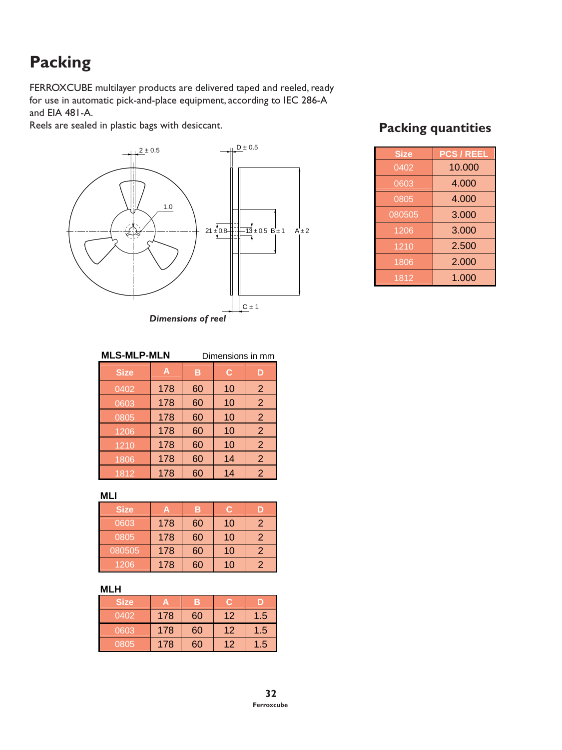# Packing

FERROXCUBE multilayer products are delivered taped and reeled, ready for use in automatic pick-and-place equipment, according to IEC 286-A and EIA 481-A.

Reels are sealed in plastic bags with desiccant.

*Dimensions of reel*

**MLS-MLP-MLN** Dimensions in mm

| Size | A | B | C | D |
|---|---|---|---|---|
| 0402 | 178 | 60 | 10 | 2 |
| 0603 | 178 | 60 | 10 | 2 |
| 0805 | 178 | 60 | 10 | 2 |
| 1206 | 178 | 60 | 10 | 2 |
| 1210 | 178 | 60 | 10 | 2 |
| 1806 | 178 | 60 | 14 | 2 |
| 1812 | 178 | 60 | 14 | 2 |

**MLI**

| Size | A | B | C | D |
|---|---|---|---|---|
| 0603 | 178 | 60 | 10 | 2 |
| 0805 | 178 | 60 | 10 | 2 |
| 080505 | 178 | 60 | 10 | 2 |
| 1206 | 178 | 60 | 10 | 2 |

**MLH**

| Size | A | B | C | D |
|---|---|---|---|---|
| 0402 | 178 | 60 | 12 | 1.5 |
| 0603 | 178 | 60 | 12 | 1.5 |
| 0805 | 178 | 60 | 12 | 1.5 |

## Packing quantities

| Size | PCS / REEL |
|---|---|
| 0402 | 10.000 |
| 0603 | 4.000 |
| 0805 | 4.000 |
| 080505 | 3.000 |
| 1206 | 3.000 |
| 1210 | 2.500 |
| 1806 | 2.000 |
| 1812 | 1.000 |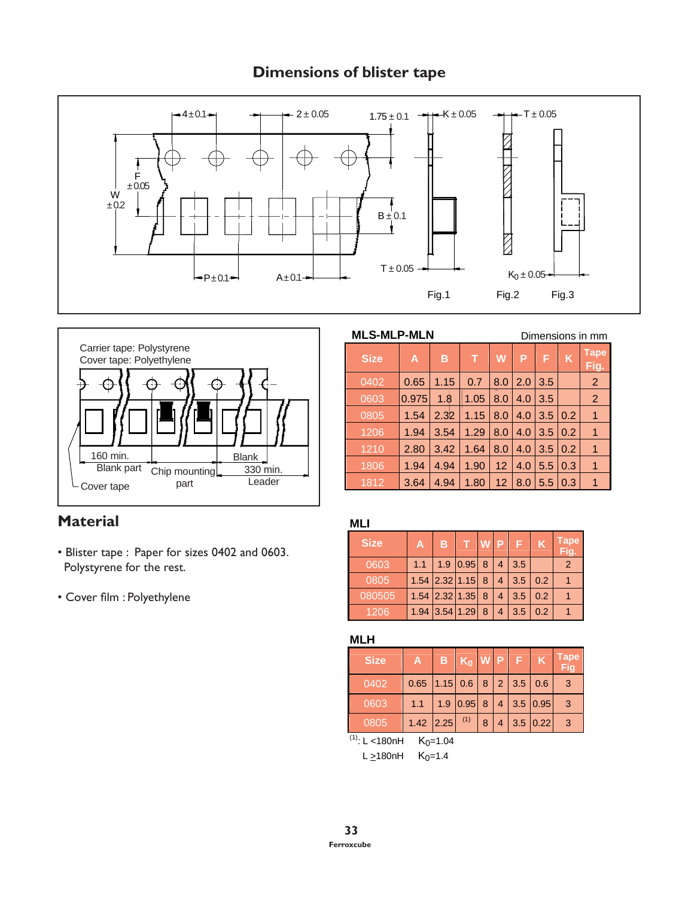## Dimensions of blister tape

4 ± 0.1 | 2 ± 0.05 | 1.75 ± 0.1 | K ± 0.05 | T ± 0.05

W ± 0.2 | F ± 0.05 | B ± 0.1 | T ± 0.05 | $K_0$ ± 0.05

P ± 0.1 | A ± 0.1

Fig.1 Fig.2 Fig.3

Carrier tape: Polystyrene
Cover tape: Polyethylene

160 min. Blank part | Chip mounting part | Blank 330 min. Leader | Cover tape

## Material

- Blister tape : Paper for sizes 0402 and 0603. Polystyrene for the rest.
- Cover film : Polyethylene

**MLS-MLP-MLN** Dimensions in mm

| Size | A | B | T | W | P | F | K | Tape Fig. |
|---|---|---|---|---|---|---|---|---|
| 0402 | 0.65 | 1.15 | 0.7 | 8.0 | 2.0 | 3.5 | | 2 |
| 0603 | 0.975 | 1.8 | 1.05 | 8.0 | 4.0 | 3.5 | | 2 |
| 0805 | 1.54 | 2.32 | 1.15 | 8.0 | 4.0 | 3.5 | 0.2 | 1 |
| 1206 | 1.94 | 3.54 | 1.29 | 8.0 | 4.0 | 3.5 | 0.2 | 1 |
| 1210 | 2.80 | 3.42 | 1.64 | 8.0 | 4.0 | 3.5 | 0.2 | 1 |
| 1806 | 1.94 | 4.94 | 1.90 | 12 | 4.0 | 5.5 | 0.3 | 1 |
| 1812 | 3.64 | 4.94 | 1.80 | 12 | 8.0 | 5.5 | 0.3 | 1 |

**MLI**

| Size | A | B | T | W | P | F | K | Tape Fig. |
|---|---|---|---|---|---|---|---|---|
| 0603 | 1.1 | 1.9 | 0.95 | 8 | 4 | 3.5 | | 2 |
| 0805 | 1.54 | 2.32 | 1.15 | 8 | 4 | 3.5 | 0.2 | 1 |
| 080505 | 1.54 | 2.32 | 1.35 | 8 | 4 | 3.5 | 0.2 | 1 |
| 1206 | 1.94 | 3.54 | 1.29 | 8 | 4 | 3.5 | 0.2 | 1 |

**MLH**

| Size | A | B | $K_0$ | W | P | F | K | Tape Fig |
|---|---|---|---|---|---|---|---|---|
| 0402 | 0.65 | 1.15 | 0.6 | 8 | 2 | 3.5 | 0.6 | 3 |
| 0603 | 1.1 | 1.9 | 0.95 | 8 | 4 | 3.5 | 0.95 | 3 |
| 0805 | 1.42 | 2.25 | (1) | 8 | 4 | 3.5 | 0.22 | 3 |

(1): L <180nH $K_0$=1.04
L ≥180nH $K_0$=1.4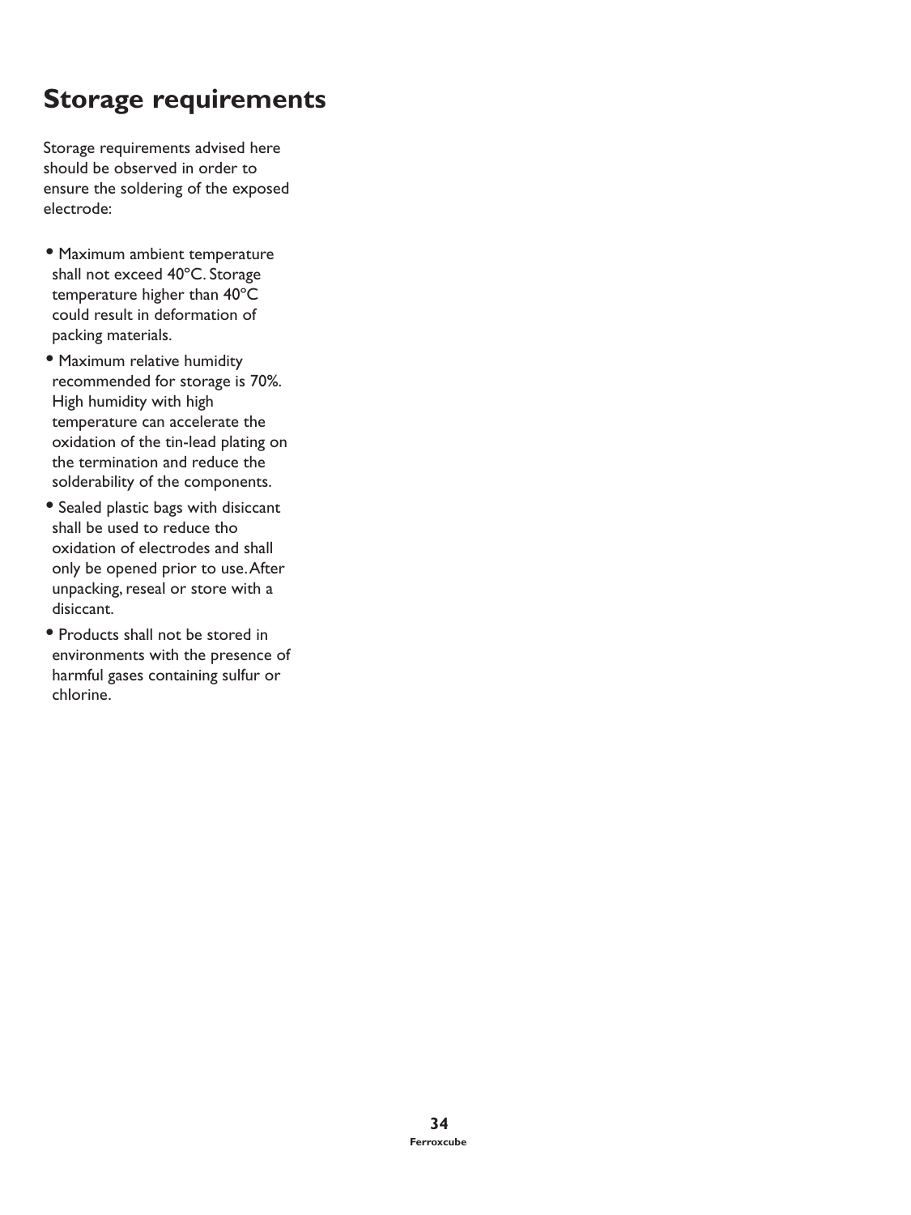# Storage requirements

Storage requirements advised here should be observed in order to ensure the soldering of the exposed electrode:

- Maximum ambient temperature shall not exceed 40°C. Storage temperature higher than 40°C could result in deformation of packing materials.
- Maximum relative humidity recommended for storage is 70%. High humidity with high temperature can accelerate the oxidation of the tin-lead plating on the termination and reduce the solderability of the components.
- Sealed plastic bags with disiccant shall be used to reduce tho oxidation of electrodes and shall only be opened prior to use. After unpacking, reseal or store with a disiccant.
- Products shall not be stored in environments with the presence of harmful gases containing sulfur or chlorine.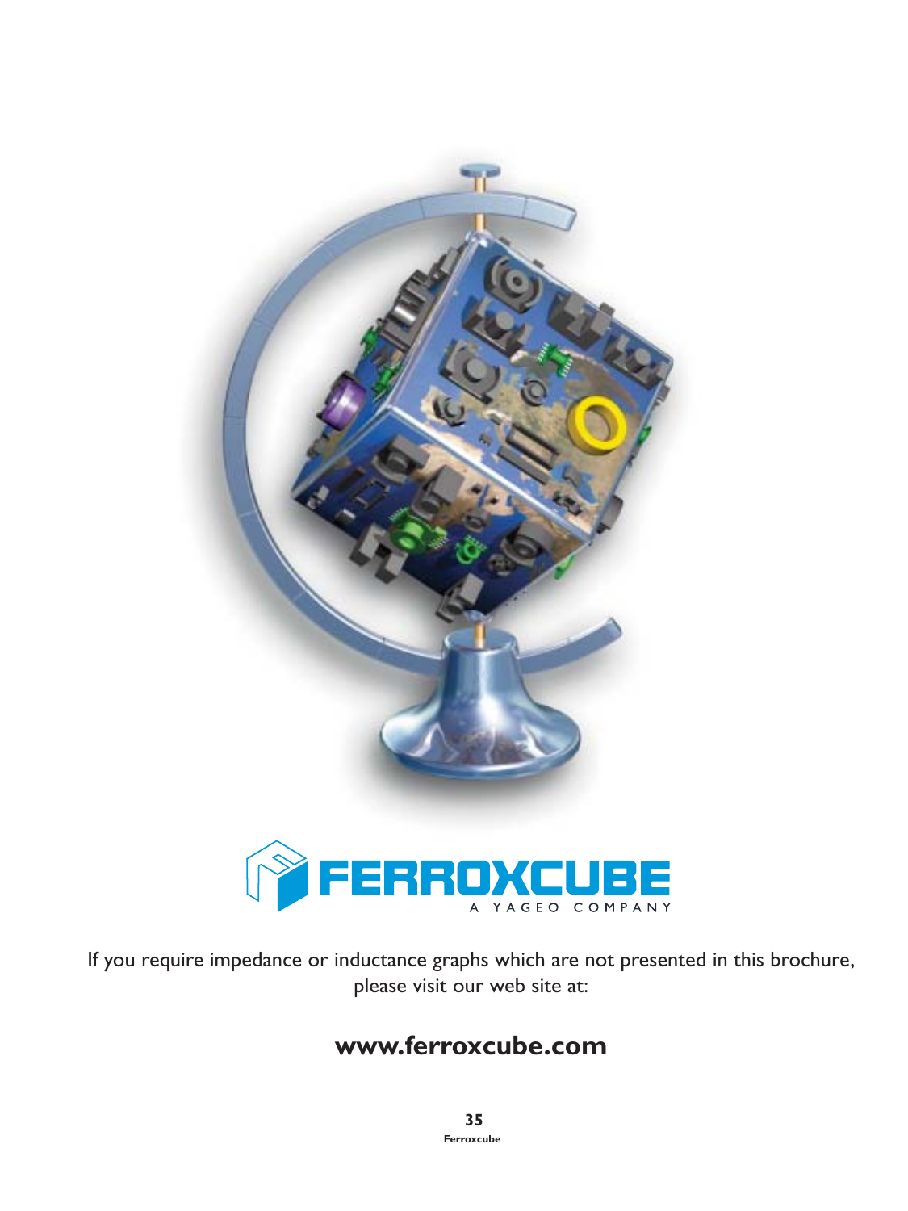FERROXCUBE

A YAGEO COMPANY

If you require impedance or inductance graphs which are not presented in this brochure, please visit our web site at:

**www.ferroxcube.com**